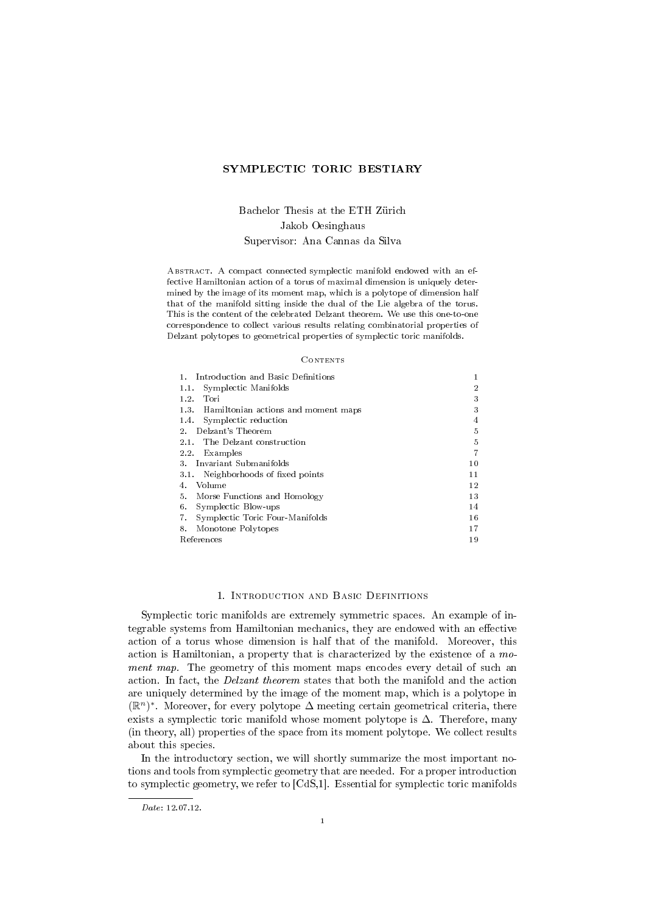# SYMPLECTIC TORIC BESTIARY

Bachelor Thesis at the ETH Zürich
Jakob Oesinghaus
Supervisor: Ana Cannas da Silva

Abstract. A compact connected symplectic manifold endowed with an effective Hamiltonian action of a torus of maximal dimension is uniquely determined by the image of its moment map, which is a polytope of dimension half that of the manifold sitting inside the dual of the Lie algebra of the torus. This is the content of the celebrated Delzant theorem. We use this one-to-one correspondence to collect various results relating combinatorial properties of Delzant polytopes to geometrical properties of symplectic toric manifolds.

## Contents

| | |
|---|---|
| 1. Introduction and Basic Definitions | 1 |
| 1.1. Symplectic Manifolds | 2 |
| 1.2. Tori | 3 |
| 1.3. Hamiltonian actions and moment maps | 3 |
| 1.4. Symplectic reduction | 4 |
| 2. Delzant's Theorem | 5 |
| 2.1. The Delzant construction | 5 |
| 2.2. Examples | 7 |
| 3. Invariant Submanifolds | 10 |
| 3.1. Neighborhoods of fixed points | 11 |
| 4. Volume | 12 |
| 5. Morse Functions and Homology | 13 |
| 6. Symplectic Blow-ups | 14 |
| 7. Symplectic Toric Four-Manifolds | 16 |
| 8. Monotone Polytopes | 17 |
| References | 19 |

## 1. Introduction and Basic Definitions

Symplectic toric manifolds are extremely symmetric spaces. An example of integrable systems from Hamiltonian mechanics, they are endowed with an effective action of a torus whose dimension is half that of the manifold. Moreover, this action is Hamiltonian, a property that is characterized by the existence of a *moment map*. The geometry of this moment maps encodes every detail of such an action. In fact, the *Delzant theorem* states that both the manifold and the action are uniquely determined by the image of the moment map, which is a polytope in $(\mathbb{R}^n)^*$. Moreover, for every polytope $\Delta$ meeting certain geometrical criteria, there exists a symplectic toric manifold whose moment polytope is $\Delta$. Therefore, many (in theory, all) properties of the space from its moment polytope. We collect results about this species.

In the introductory section, we will shortly summarize the most important notions and tools from symplectic geometry that are needed. For a proper introduction to symplectic geometry, we refer to [CdS,1]. Essential for symplectic toric manifolds

---

*Date*: 12.07.12.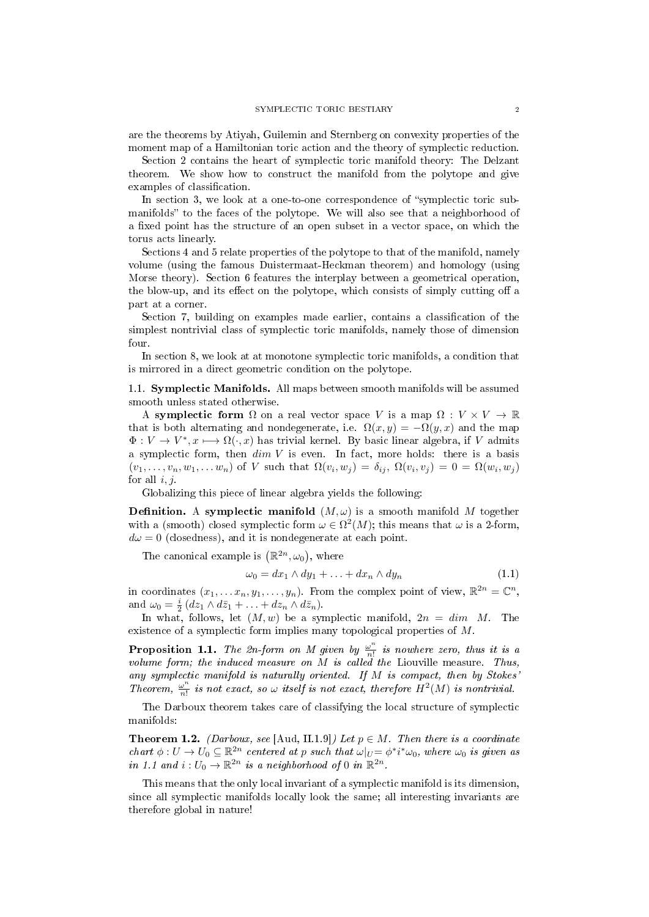are the theorems by Atiyah, Guilemin and Sternberg on convexity properties of the moment map of a Hamiltonian toric action and the theory of symplectic reduction.

Section 2 contains the heart of symplectic toric manifold theory: The Delzant theorem. We show how to construct the manifold from the polytope and give examples of classification.

In section 3, we look at a one-to-one correspondence of "symplectic toric submanifolds" to the faces of the polytope. We will also see that a neighborhood of a fixed point has the structure of an open subset in a vector space, on which the torus acts linearly.

Sections 4 and 5 relate properties of the polytope to that of the manifold, namely volume (using the famous Duistermaat-Heckman theorem) and homology (using Morse theory). Section 6 features the interplay between a geometrical operation, the blow-up, and its effect on the polytope, which consists of simply cutting off a part at a corner.

Section 7, building on examples made earlier, contains a classification of the simplest nontrivial class of symplectic toric manifolds, namely those of dimension four.

In section 8, we look at at monotone symplectic toric manifolds, a condition that is mirrored in a direct geometric condition on the polytope.

## 1.1. Symplectic Manifolds.

All maps between smooth manifolds will be assumed smooth unless stated otherwise.

A **symplectic form** $\Omega$ on a real vector space $V$ is a map $\Omega : V \times V \to \mathbb{R}$ that is both alternating and nondegenerate, i.e. $\Omega(x, y) = -\Omega(y, x)$ and the map $\Phi : V \to V^*, x \longmapsto \Omega(\cdot, x)$ has trivial kernel. By basic linear algebra, if $V$ admits a symplectic form, then $dim\ V$ is even. In fact, more holds: there is a basis $(v_1, \ldots, v_n, w_1, \ldots w_n)$ of $V$ such that $\Omega(v_i, w_j) = \delta_{ij}$, $\Omega(v_i, v_j) = 0 = \Omega(w_i, w_j)$ for all $i, j$.

Globalizing this piece of linear algebra yields the following:

**Definition.** A **symplectic manifold** $(M, \omega)$ is a smooth manifold $M$ together with a (smooth) closed symplectic form $\omega \in \Omega^2(M)$; this means that $\omega$ is a 2-form, $d\omega = 0$ (closedness), and it is nondegenerate at each point.

The canonical example is $\left(\mathbb{R}^{2n}, \omega_0\right)$, where

$$\omega_0 = dx_1 \wedge dy_1 + \ldots + dx_n \wedge dy_n \tag{1.1}$$

in coordinates $(x_1, \ldots x_n, y_1, \ldots, y_n)$. From the complex point of view, $\mathbb{R}^{2n} = \mathbb{C}^n$, and $\omega_0 = \frac{i}{2}\left(dz_1 \wedge d\bar{z}_1 + \ldots + dz_n \wedge d\bar{z}_n\right)$.

In what, follows, let $(M, w)$ be a symplectic manifold, $2n = dim\ \ M$. The existence of a symplectic form implies many topological properties of $M$.

**Proposition 1.1.** *The 2n-form on $M$ given by $\frac{\omega^n}{n!}$ is nowhere zero, thus it is a volume form; the induced measure on $M$ is called the* Liouville measure. *Thus, any symplectic manifold is naturally oriented. If $M$ is compact, then by Stokes' Theorem, $\frac{\omega^n}{n!}$ is not exact, so $\omega$ itself is not exact, therefore $H^2(M)$ is nontrivial.*

The Darboux theorem takes care of classifying the local structure of symplectic manifolds:

**Theorem 1.2.** *(Darboux, see* [Aud, II.1.9]*) Let $p \in M$. Then there is a coordinate chart $\phi : U \to U_0 \subseteq \mathbb{R}^{2n}$ centered at $p$ such that $\omega|_U = \phi^* i^* \omega_0$, where $\omega_0$ is given as in 1.1 and $i : U_0 \to \mathbb{R}^{2n}$ is a neighborhood of $0$ in $\mathbb{R}^{2n}$.*

This means that the only local invariant of a symplectic manifold is its dimension, since all symplectic manifolds locally look the same; all interesting invariants are therefore global in nature!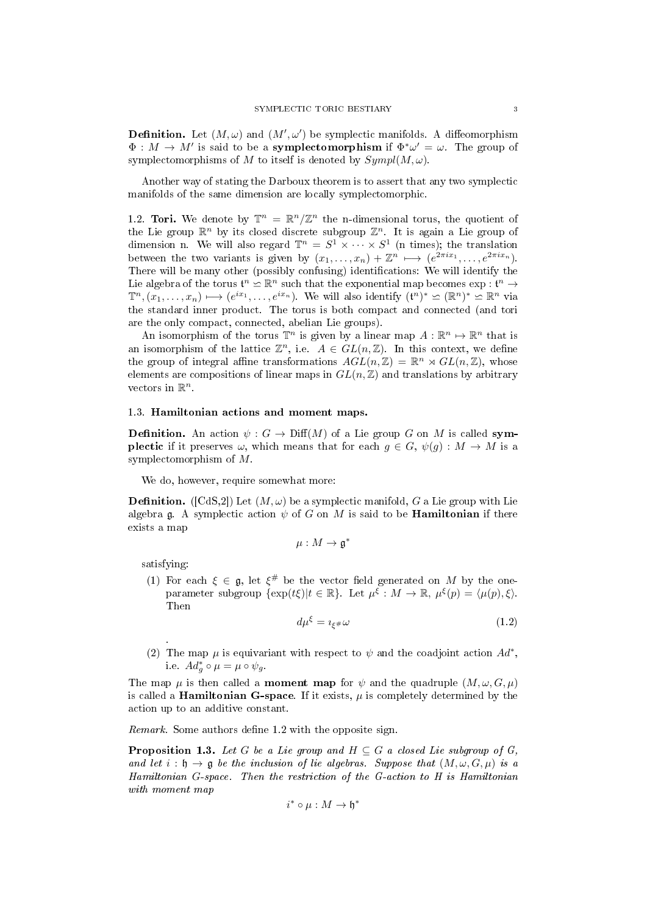**Definition.** Let $(M, \omega)$ and $(M', \omega')$ be symplectic manifolds. A diffeomorphism $\Phi : M \to M'$ is said to be a **symplectomorphism** if $\Phi^*\omega' = \omega$. The group of symplectomorphisms of $M$ to itself is denoted by $Sympl(M, \omega)$.

Another way of stating the Darboux theorem is to assert that any two symplectic manifolds of the same dimension are locally symplectomorphic.

1.2. **Tori.** We denote by $\mathbb{T}^n = \mathbb{R}^n/\mathbb{Z}^n$ the n-dimensional torus, the quotient of the Lie group $\mathbb{R}^n$ by its closed discrete subgroup $\mathbb{Z}^n$. It is again a Lie group of dimension n. We will also regard $\mathbb{T}^n = S^1 \times \cdots \times S^1$ (n times); the translation between the two variants is given by $(x_1, \ldots, x_n) + \mathbb{Z}^n \longmapsto (e^{2\pi i x_1}, \ldots, e^{2\pi i x_n})$. There will be many other (possibly confusing) identifications: We will identify the Lie algebra of the torus $\mathfrak{t}^n \backsimeq \mathbb{R}^n$ such that the exponential map becomes $\exp : \mathfrak{t}^n \to \mathbb{T}^n, (x_1, \ldots, x_n) \longmapsto (e^{ix_1}, \ldots, e^{ix_n})$. We will also identify $(\mathfrak{t}^n)^* \backsimeq (\mathbb{R}^n)^* \backsimeq \mathbb{R}^n$ via the standard inner product. The torus is both compact and connected (and tori are the only compact, connected, abelian Lie groups).

An isomorphism of the torus $\mathbb{T}^n$ is given by a linear map $A : \mathbb{R}^n \mapsto \mathbb{R}^n$ that is an isomorphism of the lattice $\mathbb{Z}^n$, i.e. $A \in GL(n, \mathbb{Z})$. In this context, we define the group of integral affine transformations $AGL(n, \mathbb{Z}) = \mathbb{R}^n \rtimes GL(n, \mathbb{Z})$, whose elements are compositions of linear maps in $GL(n, \mathbb{Z})$ and translations by arbitrary vectors in $\mathbb{R}^n$.

### 1.3. Hamiltonian actions and moment maps.

**Definition.** An action $\psi : G \to \mathrm{Diff}(M)$ of a Lie group $G$ on $M$ is called **symplectic** if it preserves $\omega$, which means that for each $g \in G$, $\psi(g) : M \to M$ is a symplectomorphism of $M$.

We do, however, require somewhat more:

**Definition.** ([CdS,2]) Let $(M, \omega)$ be a symplectic manifold, $G$ a Lie group with Lie algebra $\mathfrak{g}$. A symplectic action $\psi$ of $G$ on $M$ is said to be **Hamiltonian** if there exists a map

$$\mu : M \to \mathfrak{g}^*$$

satisfying:

1. For each $\xi \in \mathfrak{g}$, let $\xi^{\#}$ be the vector field generated on $M$ by the one-parameter subgroup $\{\exp(t\xi) | t \in \mathbb{R}\}$. Let $\mu^{\xi} : M \to \mathbb{R}$, $\mu^{\xi}(p) = \langle \mu(p), \xi \rangle$. Then
$$d\mu^{\xi} = \imath_{\xi^{\#}}\omega \tag{1.2}$$
.
2. The map $\mu$ is equivariant with respect to $\psi$ and the coadjoint action $Ad^*$, i.e. $Ad^*_g \circ \mu = \mu \circ \psi_g$.

The map $\mu$ is then called a **moment map** for $\psi$ and the quadruple $(M, \omega, G, \mu)$ is called a **Hamiltonian G-space**. If it exists, $\mu$ is completely determined by the action up to an additive constant.

*Remark.* Some authors define 1.2 with the opposite sign.

**Proposition 1.3.** *Let $G$ be a Lie group and $H \subseteq G$ a closed Lie subgroup of $G$, and let $i : \mathfrak{h} \to \mathfrak{g}$ be the inclusion of lie algebras. Suppose that $(M, \omega, G, \mu)$ is a Hamiltonian G-space. Then the restriction of the G-action to H is Hamiltonian with moment map*

$$i^* \circ \mu : M \to \mathfrak{h}^*$$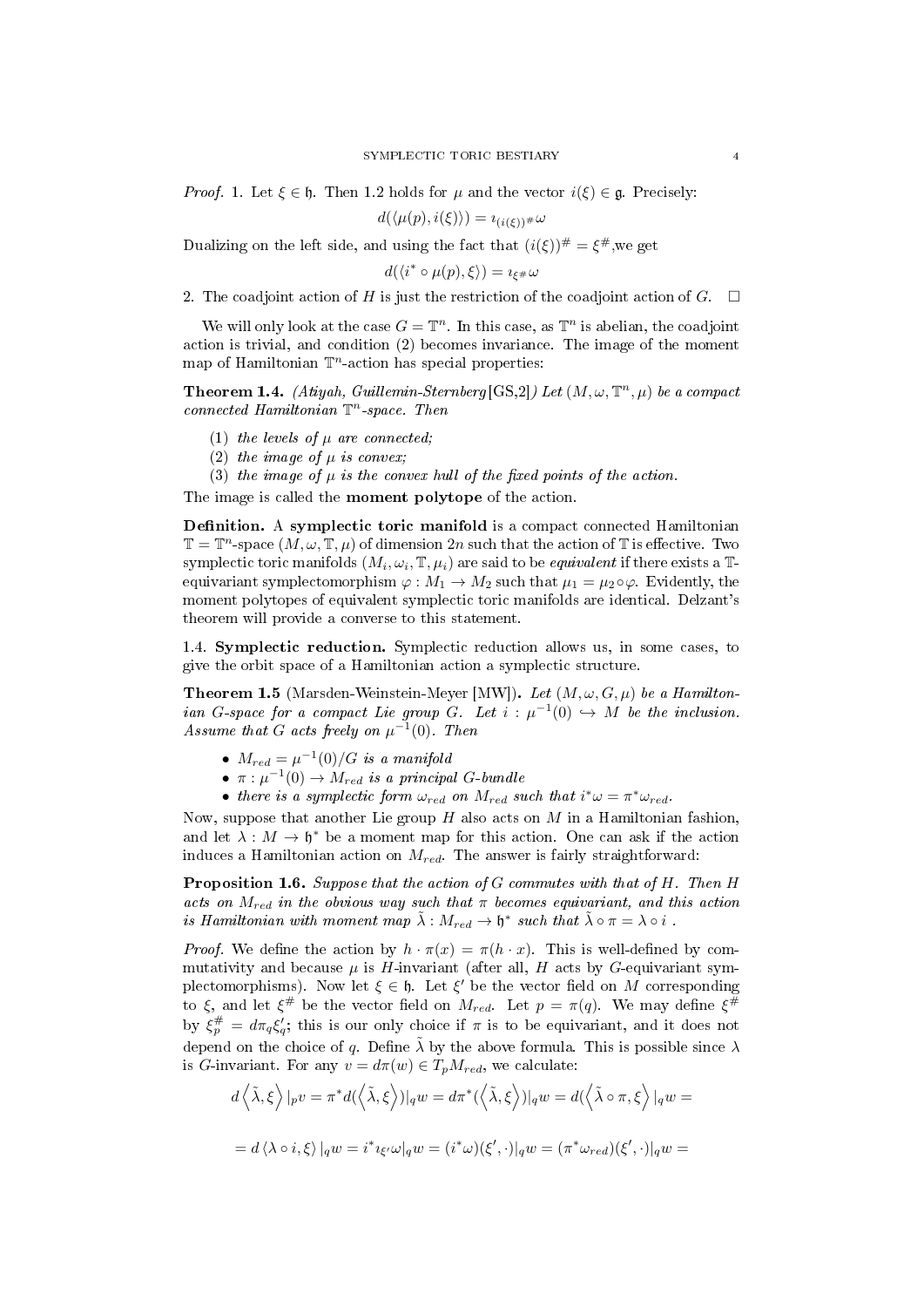*Proof.* 1. Let $\xi \in \mathfrak{h}$. Then 1.2 holds for $\mu$ and the vector $i(\xi) \in \mathfrak{g}$. Precisely:

$$d(\langle \mu(p), i(\xi)\rangle) = \imath_{(i(\xi))^\#}\omega$$

Dualizing on the left side, and using the fact that $(i(\xi))^\# = \xi^\#$,we get

$$d(\langle i^* \circ \mu(p), \xi\rangle) = \imath_{\xi^\#}\omega$$

2. The coadjoint action of $H$ is just the restriction of the coadjoint action of $G$. $\square$

We will only look at the case $G = \mathbb{T}^n$. In this case, as $\mathbb{T}^n$ is abelian, the coadjoint action is trivial, and condition (2) becomes invariance. The image of the moment map of Hamiltonian $\mathbb{T}^n$-action has special properties:

**Theorem 1.4.** *(Atiyah, Guillemin-Sternberg[GS,2]) Let $(M, \omega, \mathbb{T}^n, \mu)$ be a compact connected Hamiltonian $\mathbb{T}^n$-space. Then*

1. *the levels of $\mu$ are connected;*
2. *the image of $\mu$ is convex;*
3. *the image of $\mu$ is the convex hull of the fixed points of the action.*

The image is called the **moment polytope** of the action.

**Definition.** A **symplectic toric manifold** is a compact connected Hamiltonian $\mathbb{T} = \mathbb{T}^n$-space $(M, \omega, \mathbb{T}, \mu)$ of dimension $2n$ such that the action of $\mathbb{T}$ is effective. Two symplectic toric manifolds $(M_i, \omega_i, \mathbb{T}, \mu_i)$ are said to be *equivalent* if there exists a $\mathbb{T}$-equivariant symplectomorphism $\varphi : M_1 \to M_2$ such that $\mu_1 = \mu_2 \circ \varphi$. Evidently, the moment polytopes of equivalent symplectic toric manifolds are identical. Delzant's theorem will provide a converse to this statement.

1.4. **Symplectic reduction.** Symplectic reduction allows us, in some cases, to give the orbit space of a Hamiltonian action a symplectic structure.

**Theorem 1.5** (Marsden-Weinstein-Meyer [MW]). *Let $(M, \omega, G, \mu)$ be a Hamiltonian $G$-space for a compact Lie group $G$. Let $i : \mu^{-1}(0) \hookrightarrow M$ be the inclusion. Assume that $G$ acts freely on $\mu^{-1}(0)$. Then*

- *$M_{red} = \mu^{-1}(0)/G$ is a manifold*
- *$\pi : \mu^{-1}(0) \to M_{red}$ is a principal $G$-bundle*
- *there is a symplectic form $\omega_{red}$ on $M_{red}$ such that $i^*\omega = \pi^*\omega_{red}$.*

Now, suppose that another Lie group $H$ also acts on $M$ in a Hamiltonian fashion, and let $\lambda : M \to \mathfrak{h}^*$ be a moment map for this action. One can ask if the action induces a Hamiltonian action on $M_{red}$. The answer is fairly straightforward:

**Proposition 1.6.** *Suppose that the action of $G$ commutes with that of $H$. Then $H$ acts on $M_{red}$ in the obvious way such that $\pi$ becomes equivariant, and this action is Hamiltonian with moment map $\tilde{\lambda} : M_{red} \to \mathfrak{h}^*$ such that $\tilde{\lambda} \circ \pi = \lambda \circ i$ .*

*Proof.* We define the action by $h \cdot \pi(x) = \pi(h \cdot x)$. This is well-defined by commutativity and because $\mu$ is $H$-invariant (after all, $H$ acts by $G$-equivariant symplectomorphisms). Now let $\xi \in \mathfrak{h}$. Let $\xi'$ be the vector field on $M$ corresponding to $\xi$, and let $\xi^\#$ be the vector field on $M_{red}$. Let $p = \pi(q)$. We may define $\xi^\#$ by $\xi^\#_p = d\pi_q \xi'_q$; this is our only choice if $\pi$ is to be equivariant, and it does not depend on the choice of $q$. Define $\tilde{\lambda}$ by the above formula. This is possible since $\lambda$ is $G$-invariant. For any $v = d\pi(w) \in T_p M_{red}$, we calculate:

$$d\left\langle \tilde{\lambda}, \xi\right\rangle|_p v = \pi^* d(\left\langle \tilde{\lambda}, \xi\right\rangle)|_q w = d\pi^*(\left\langle \tilde{\lambda}, \xi\right\rangle)|_q w = d(\left\langle \tilde{\lambda} \circ \pi, \xi\right\rangle|_q w =$$

$$= d\left\langle \lambda \circ i, \xi\right\rangle|_q w = i^* \imath_{\xi'}\omega|_q w = (i^*\omega)(\xi', \cdot)|_q w = (\pi^*\omega_{red})(\xi', \cdot)|_q w =$$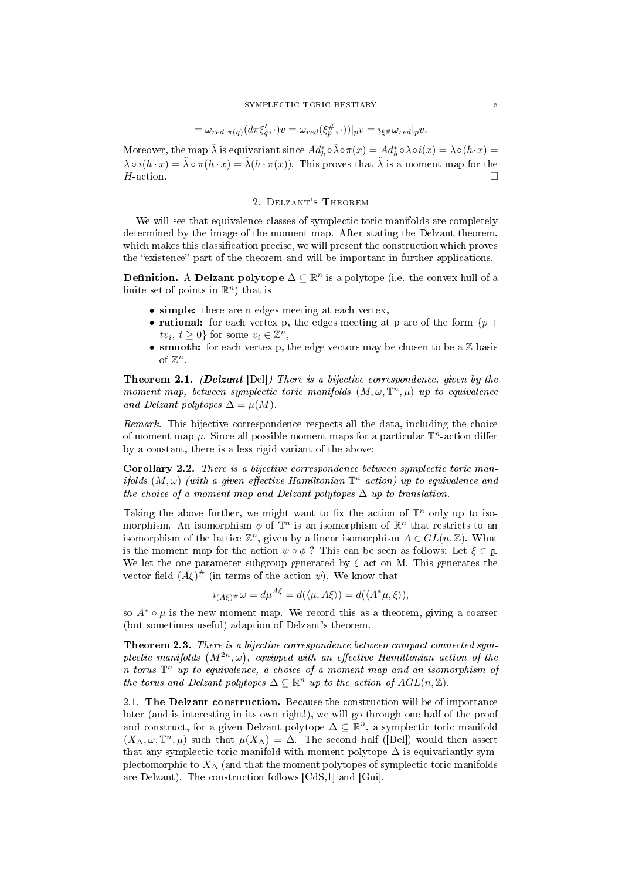$$= \omega_{red}|_{\pi(q)}(d\pi\xi'_q, \cdot)v = \omega_{red}(\xi^{\#}_p, \cdot))|_p v = \imath_{\xi^{\#}}\omega_{red}|_p v.$$

Moreover, the map $\tilde{\lambda}$ is equivariant since $Ad^*_h \circ \tilde{\lambda} \circ \pi(x) = Ad^*_h \circ \lambda \circ i(x) = \lambda \circ (h \cdot x) = \lambda \circ i(h \cdot x) = \tilde{\lambda} \circ \pi(h \cdot x) = \tilde{\lambda}(h \cdot \pi(x))$. This proves that $\tilde{\lambda}$ is a moment map for the $H$-action. □

## 2. Delzant's Theorem

We will see that equivalence classes of symplectic toric manifolds are completely determined by the image of the moment map. After stating the Delzant theorem, which makes this classification precise, we will present the construction which proves the "existence" part of the theorem and will be important in further applications.

**Definition.** A **Delzant polytope** $\Delta \subseteq \mathbb{R}^n$ is a polytope (i.e. the convex hull of a finite set of points in $\mathbb{R}^n$) that is

- **simple:** there are n edges meeting at each vertex,
- **rational:** for each vertex p, the edges meeting at p are of the form $\{p + tv_i,\ t \geq 0\}$ for some $v_i \in \mathbb{Z}^n$,
- **smooth:** for each vertex p, the edge vectors may be chosen to be a $\mathbb{Z}$-basis of $\mathbb{Z}^n$.

**Theorem 2.1.** *(**Delzant** [Del]) There is a bijective correspondence, given by the moment map, between symplectic toric manifolds $(M, \omega, \mathbb{T}^n, \mu)$ up to equivalence and Delzant polytopes $\Delta = \mu(M)$.*

*Remark.* This bijective correspondence respects all the data, including the choice of moment map $\mu$. Since all possible moment maps for a particular $\mathbb{T}^n$-action differ by a constant, there is a less rigid variant of the above:

**Corollary 2.2.** *There is a bijective correspondence between symplectic toric manifolds $(M, \omega)$ (with a given effective Hamiltonian $\mathbb{T}^n$-action) up to equivalence and the choice of a moment map and Delzant polytopes $\Delta$ up to translation.*

Taking the above further, we might want to fix the action of $\mathbb{T}^n$ only up to isomorphism. An isomorphism $\phi$ of $\mathbb{T}^n$ is an isomorphism of $\mathbb{R}^n$ that restricts to an isomorphism of the lattice $\mathbb{Z}^n$, given by a linear isomorphism $A \in GL(n, \mathbb{Z})$. What is the moment map for the action $\psi \circ \phi$ ? This can be seen as follows: Let $\xi \in \mathfrak{g}$. We let the one-parameter subgroup generated by $\xi$ act on M. This generates the vector field $(A\xi)^{\#}$ (in terms of the action $\psi$). We know that

$$\imath_{(A\xi)^{\#}}\omega = d\mu^{A\xi} = d(\langle \mu, A\xi \rangle) = d(\langle A^*\mu, \xi \rangle),$$

so $A^* \circ \mu$ is the new moment map. We record this as a theorem, giving a coarser (but sometimes useful) adaption of Delzant's theorem.

**Theorem 2.3.** *There is a bijective correspondence between compact connected symplectic manifolds $(M^{2n}, \omega)$, equipped with an effective Hamiltonian action of the n-torus $\mathbb{T}^n$ up to equivalence, a choice of a moment map and an isomorphism of the torus and Delzant polytopes $\Delta \subseteq \mathbb{R}^n$ up to the action of $AGL(n, \mathbb{Z})$.*

### 2.1. The Delzant construction.

Because the construction will be of importance later (and is interesting in its own right!), we will go through one half of the proof and construct, for a given Delzant polytope $\Delta \subseteq \mathbb{R}^n$, a symplectic toric manifold $(X_\Delta, \omega, \mathbb{T}^n, \mu)$ such that $\mu(X_\Delta) = \Delta$. The second half ([Del]) would then assert that any symplectic toric manifold with moment polytope $\Delta$ is equivariantly symplectomorphic to $X_\Delta$ (and that the moment polytopes of symplectic toric manifolds are Delzant). The construction follows [CdS,1] and [Gui].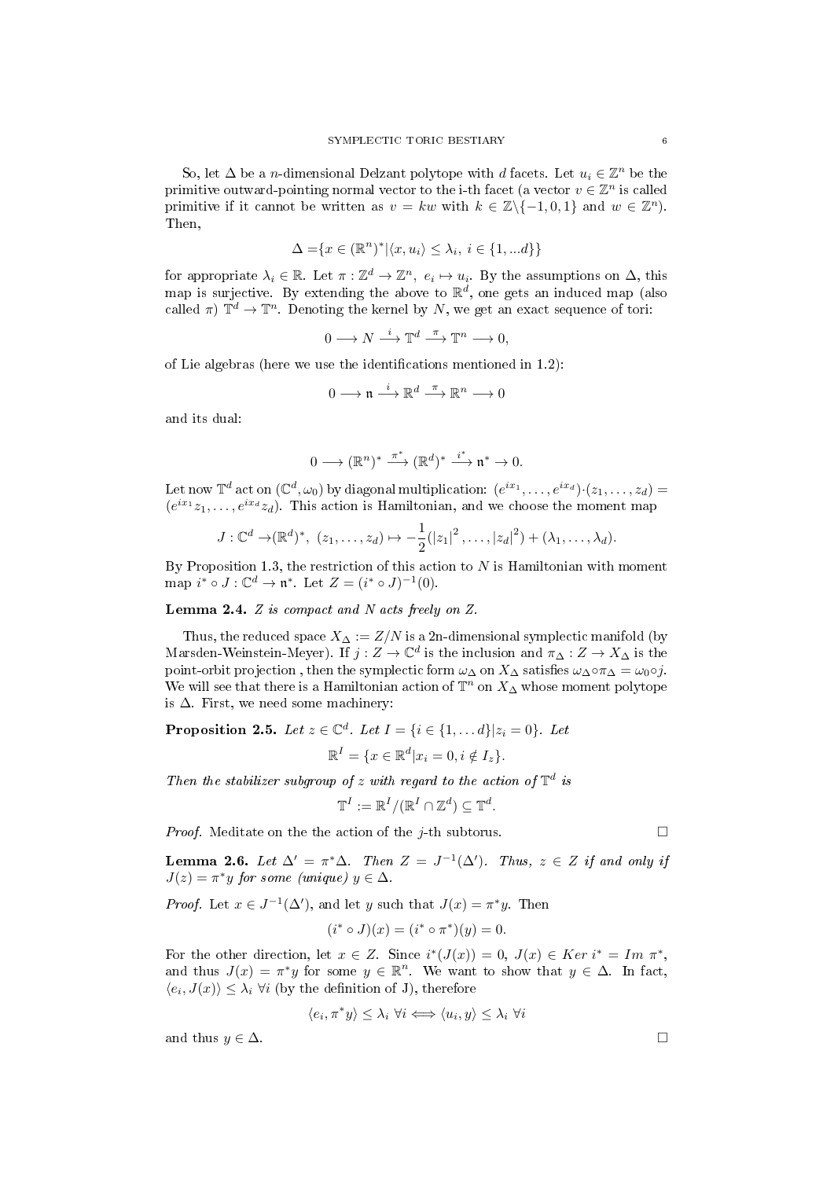So, let $\Delta$ be a $n$-dimensional Delzant polytope with $d$ facets. Let $u_i \in \mathbb{Z}^n$ be the primitive outward-pointing normal vector to the i-th facet (a vector $v \in \mathbb{Z}^n$ is called primitive if it cannot be written as $v = kw$ with $k \in \mathbb{Z}\backslash\{-1, 0, 1\}$ and $w \in \mathbb{Z}^n$). Then,

$$\Delta = \{x \in (\mathbb{R}^n)^* | \langle x, u_i \rangle \leq \lambda_i, \ i \in \{1, ...d\}\}$$

for appropriate $\lambda_i \in \mathbb{R}$. Let $\pi : \mathbb{Z}^d \to \mathbb{Z}^n, \ e_i \mapsto u_i$. By the assumptions on $\Delta$, this map is surjective. By extending the above to $\mathbb{R}^d$, one gets an induced map (also called $\pi$) $\mathbb{T}^d \to \mathbb{T}^n$. Denoting the kernel by $N$, we get an exact sequence of tori:

$$0 \longrightarrow N \xrightarrow{i} \mathbb{T}^d \xrightarrow{\pi} \mathbb{T}^n \longrightarrow 0,$$

of Lie algebras (here we use the identifications mentioned in 1.2):

$$0 \longrightarrow \mathfrak{n} \xrightarrow{i} \mathbb{R}^d \xrightarrow{\pi} \mathbb{R}^n \longrightarrow 0$$

and its dual:

$$0 \longrightarrow (\mathbb{R}^n)^* \xrightarrow{\pi^*} (\mathbb{R}^d)^* \xrightarrow{i^*} \mathfrak{n}^* \to 0.$$

Let now $\mathbb{T}^d$ act on $(\mathbb{C}^d, \omega_0)$ by diagonal multiplication: $(e^{ix_1}, \ldots, e^{ix_d}) \cdot (z_1, \ldots, z_d) = (e^{ix_1} z_1, \ldots, e^{ix_d} z_d)$. This action is Hamiltonian, and we choose the moment map

$$J : \mathbb{C}^d \to (\mathbb{R}^d)^*, \ (z_1, \ldots, z_d) \mapsto -\frac{1}{2}(|z_1|^2, \ldots, |z_d|^2) + (\lambda_1, \ldots, \lambda_d).$$

By Proposition 1.3, the restriction of this action to $N$ is Hamiltonian with moment map $i^* \circ J : \mathbb{C}^d \to \mathfrak{n}^*$. Let $Z = (i^* \circ J)^{-1}(0)$.

**Lemma 2.4.** *$Z$ is compact and $N$ acts freely on $Z$.*

Thus, the reduced space $X_\Delta := Z/N$ is a 2n-dimensional symplectic manifold (by Marsden-Weinstein-Meyer). If $j : Z \to \mathbb{C}^d$ is the inclusion and $\pi_\Delta : Z \to X_\Delta$ is the point-orbit projection , then the symplectic form $\omega_\Delta$ on $X_\Delta$ satisfies $\omega_\Delta \circ \pi_\Delta = \omega_0 \circ j$. We will see that there is a Hamiltonian action of $\mathbb{T}^n$ on $X_\Delta$ whose moment polytope is $\Delta$. First, we need some machinery:

**Proposition 2.5.** *Let $z \in \mathbb{C}^d$. Let $I = \{i \in \{1, \ldots d\} | z_i = 0\}$. Let*

$$\mathbb{R}^I = \{x \in \mathbb{R}^d | x_i = 0, i \notin I_z\}.$$

*Then the stabilizer subgroup of $z$ with regard to the action of $\mathbb{T}^d$ is*

$$\mathbb{T}^I := \mathbb{R}^I / (\mathbb{R}^I \cap \mathbb{Z}^d) \subseteq \mathbb{T}^d.$$

*Proof.* Meditate on the the action of the $j$-th subtorus. □

**Lemma 2.6.** *Let $\Delta' = \pi^* \Delta$. Then $Z = J^{-1}(\Delta')$. Thus, $z \in Z$ if and only if $J(z) = \pi^* y$ for some (unique) $y \in \Delta$.*

*Proof.* Let $x \in J^{-1}(\Delta')$, and let $y$ such that $J(x) = \pi^* y$. Then

$$(i^* \circ J)(x) = (i^* \circ \pi^*)(y) = 0.$$

For the other direction, let $x \in Z$. Since $i^*(J(x)) = 0$, $J(x) \in Ker \ i^* = Im \ \pi^*$, and thus $J(x) = \pi^* y$ for some $y \in \mathbb{R}^n$. We want to show that $y \in \Delta$. In fact, $\langle e_i, J(x) \rangle \leq \lambda_i \ \forall i$ (by the definition of J), therefore

$$\langle e_i, \pi^* y \rangle \leq \lambda_i \ \forall i \iff \langle u_i, y \rangle \leq \lambda_i \ \forall i$$

and thus $y \in \Delta$. □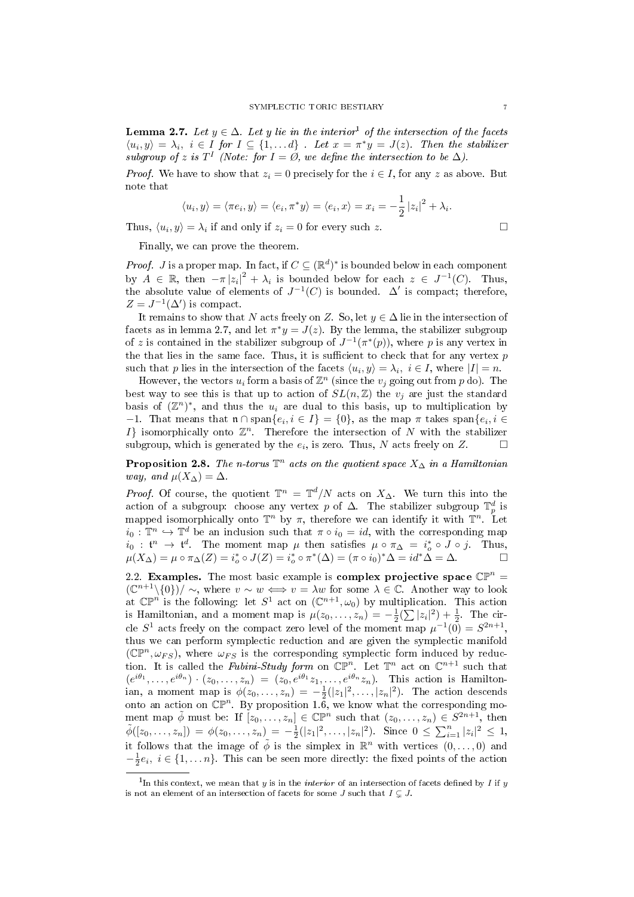**Lemma 2.7.** *Let $y \in \Delta$. Let $y$ lie in the interior*[1] *of the intersection of the facets $\langle u_i, y\rangle = \lambda_i$, $i \in I$ for $I \subseteq \{1, \dots d\}$ . Let $x = \pi^* y = J(z)$. Then the stabilizer subgroup of $z$ is $T^I$ (Note: for $I = \emptyset$, we define the intersection to be $\Delta$).*

*Proof.* We have to show that $z_i = 0$ precisely for the $i \in I$, for any $z$ as above. But note that

$$\langle u_i, y\rangle = \langle \pi e_i, y\rangle = \langle e_i, \pi^* y\rangle = \langle e_i, x\rangle = x_i = -\frac{1}{2}|z_i|^2 + \lambda_i.$$

Thus, $\langle u_i, y\rangle = \lambda_i$ if and only if $z_i = 0$ for every such $z$. □

Finally, we can prove the theorem.

*Proof.* $J$ is a proper map. In fact, if $C \subseteq (\mathbb{R}^d)^*$ is bounded below in each component by $A \in \mathbb{R}$, then $-\pi|z_i|^2 + \lambda_i$ is bounded below for each $z \in J^{-1}(C)$. Thus, the absolute value of elements of $J^{-1}(C)$ is bounded. $\Delta'$ is compact; therefore, $Z = J^{-1}(\Delta')$ is compact.

It remains to show that $N$ acts freely on $Z$. So, let $y \in \Delta$ lie in the intersection of facets as in lemma 2.7, and let $\pi^* y = J(z)$. By the lemma, the stabilizer subgroup of $z$ is contained in the stabilizer subgroup of $J^{-1}(\pi^*(p))$, where $p$ is any vertex in the that lies in the same face. Thus, it is sufficient to check that for any vertex $p$ such that $p$ lies in the intersection of the facets $\langle u_i, y\rangle = \lambda_i$, $i \in I$, where $|I| = n$.

However, the vectors $u_i$ form a basis of $\mathbb{Z}^n$ (since the $v_j$ going out from $p$ do). The best way to see this is that up to action of $SL(n, \mathbb{Z})$ the $v_j$ are just the standard basis of $(\mathbb{Z}^n)^*$, and thus the $u_i$ are dual to this basis, up to multiplication by $-1$. That means that $\mathfrak{n} \cap \operatorname{span}\{e_i, i \in I\} = \{0\}$, as the map $\pi$ takes $\operatorname{span}\{e_i, i \in I\}$ isomorphically onto $\mathbb{Z}^n$. Therefore the intersection of $N$ with the stabilizer subgroup, which is generated by the $e_i$, is zero. Thus, $N$ acts freely on $Z$. □

**Proposition 2.8.** *The n-torus $\mathbb{T}^n$ acts on the quotient space $X_\Delta$ in a Hamiltonian way, and $\mu(X_\Delta) = \Delta$.*

*Proof.* Of course, the quotient $\mathbb{T}^n = \mathbb{T}^d/N$ acts on $X_\Delta$. We turn this into the action of a subgroup: choose any vertex $p$ of $\Delta$. The stabilizer subgroup $\mathbb{T}^d_p$ is mapped isomorphically onto $\mathbb{T}^n$ by $\pi$, therefore we can identify it with $\mathbb{T}^n$. Let $i_0 : \mathbb{T}^n \hookrightarrow \mathbb{T}^d$ be an inclusion such that $\pi \circ i_0 = id$, with the corresponding map $i_0 : \mathfrak{t}^n \to \mathfrak{t}^d$. The moment map $\mu$ then satisfies $\mu \circ \pi_\Delta = i_o^* \circ J \circ j$. Thus, $\mu(X_\Delta) = \mu \circ \pi_\Delta(Z) = i_o^* \circ J(Z) = i_o^* \circ \pi^*(\Delta) = (\pi \circ i_0)^* \Delta = id^* \Delta = \Delta$. □

**2.2. Examples.** The most basic example is **complex projective space** $\mathbb{CP}^n = (\mathbb{C}^{n+1} \backslash \{0\})/\sim$, where $v \sim w \iff v = \lambda w$ for some $\lambda \in \mathbb{C}$. Another way to look at $\mathbb{CP}^n$ is the following: let $S^1$ act on $(\mathbb{C}^{n+1}, \omega_0)$ by multiplication. This action is Hamiltonian, and a moment map is $\mu(z_0, \dots, z_n) = -\frac{1}{2}(\sum |z_i|^2) + \frac{1}{2}$. The circle $S^1$ acts freely on the compact zero level of the moment map $\mu^{-1}(0) = S^{2n+1}$, thus we can perform symplectic reduction and are given the symplectic manifold $(\mathbb{CP}^n, \omega_{FS})$, where $\omega_{FS}$ is the corresponding symplectic form induced by reduction. It is called the *Fubini-Study form* on $\mathbb{CP}^n$. Let $\mathbb{T}^n$ act on $\mathbb{C}^{n+1}$ such that $(e^{i\theta_1}, \dots, e^{i\theta_n}) \cdot (z_0, \dots, z_n) = (z_0, e^{i\theta_1} z_1, \dots, e^{i\theta_n} z_n)$. This action is Hamiltonian, a moment map is $\phi(z_0, \dots, z_n) = -\frac{1}{2}(|z_1|^2, \dots, |z_n|^2)$. The action descends onto an action on $\mathbb{CP}^n$. By proposition 1.6, we know what the corresponding moment map $\tilde{\phi}$ must be: If $[z_0, \dots, z_n] \in \mathbb{CP}^n$ such that $(z_0, \dots, z_n) \in S^{2n+1}$, then $\tilde{\phi}([z_0, \dots, z_n]) = \phi(z_0, \dots, z_n) = -\frac{1}{2}(|z_1|^2, \dots, |z_n|^2)$. Since $0 \leq \sum_{i=1}^n |z_i|^2 \leq 1$, it follows that the image of $\tilde{\phi}$ is the simplex in $\mathbb{R}^n$ with vertices $(0, \dots, 0)$ and $-\frac{1}{2}e_i$, $i \in \{1, \dots n\}$. This can be seen more directly: the fixed points of the action

[1] In this context, we mean that $y$ is in the *interior* of an intersection of facets defined by $I$ if $y$ is not an element of an intersection of facets for some $J$ such that $I \subsetneq J$.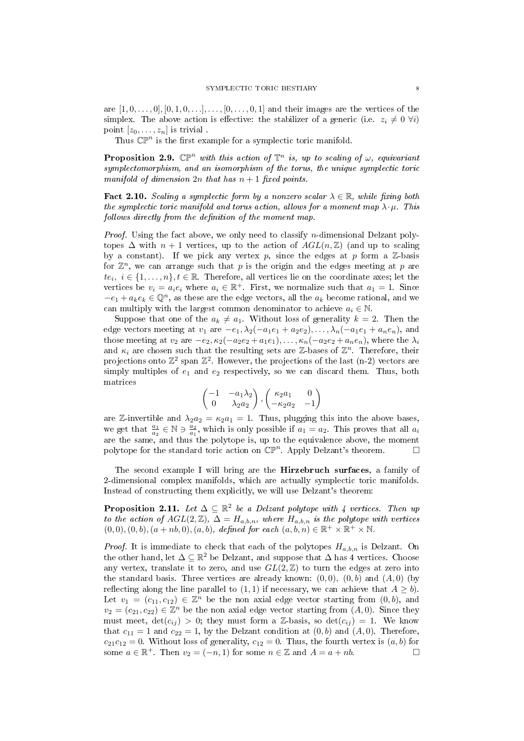are $[1, 0, \ldots, 0], [0, 1, 0, \ldots], \ldots, [0, \ldots, 0, 1]$ and their images are the vertices of the simplex. The above action is effective: the stabilizer of a generic (i.e. $z_i \neq 0 \ \forall i$) point $[z_0, \ldots, z_n]$ is trivial .

Thus $\mathbb{CP}^n$ is the first example for a symplectic toric manifold.

**Proposition 2.9.** *$\mathbb{CP}^n$ with this action of $\mathbb{T}^n$ is, up to scaling of $\omega$, equivariant symplectomorphism, and an isomorphism of the torus, the unique symplectic toric manifold of dimension $2n$ that has $n+1$ fixed points.*

**Fact 2.10.** *Scaling a symplectic form by a nonzero scalar $\lambda \in \mathbb{R}$, while fixing both the symplectic toric manifold and torus action, allows for a moment map $\lambda \cdot \mu$. This follows directly from the definition of the moment map.*

*Proof.* Using the fact above, we only need to classify $n$-dimensional Delzant polytopes $\Delta$ with $n+1$ vertices, up to the action of $AGL(n, \mathbb{Z})$ (and up to scaling by a constant). If we pick any vertex $p$, since the edges at $p$ form a $\mathbb{Z}$-basis for $\mathbb{Z}^n$, we can arrange such that $p$ is the origin and the edges meeting at $p$ are $te_i$, $i \in \{1, \ldots, n\}, t \in \mathbb{R}$. Therefore, all vertices lie on the coordinate axes; let the vertices be $v_i = a_i e_i$ where $a_i \in \mathbb{R}^+$. First, we normalize such that $a_1 = 1$. Since $-e_1 + a_k e_k \in \mathbb{Q}^n$, as these are the edge vectors, all the $a_k$ become rational, and we can multiply with the largest common denominator to achieve $a_i \in \mathbb{N}$.

Suppose that one of the $a_k \neq a_1$. Without loss of generality $k = 2$. Then the edge vectors meeting at $v_1$ are $-e_1, \lambda_2(-a_1 e_1 + a_2 e_2), \ldots, \lambda_n(-a_1 e_1 + a_n e_n)$, and those meeting at $v_2$ are $-e_2, \kappa_2(-a_2 e_2 + a_1 e_1), \ldots, \kappa_n(-a_2 e_2 + a_n e_n)$, where the $\lambda_i$ and $\kappa_i$ are chosen such that the resulting sets are $\mathbb{Z}$-bases of $\mathbb{Z}^n$. Therefore, their projections onto $\mathbb{Z}^2$ span $\mathbb{Z}^2$. However, the projections of the last (n-2) vectors are simply multiples of $e_1$ and $e_2$ respectively, so we can discard them. Thus, both matrices

$$\begin{pmatrix} -1 & -a_1\lambda_2 \\ 0 & \lambda_2 a_2 \end{pmatrix}, \begin{pmatrix} \kappa_2 a_1 & 0 \\ -\kappa_2 a_2 & -1 \end{pmatrix}$$

are $\mathbb{Z}$-invertible and $\lambda_2 a_2 = \kappa_2 a_1 = 1$. Thus, plugging this into the above bases, we get that $\frac{a_1}{a_2} \in \mathbb{N} \ni \frac{a_2}{a_1}$, which is only possible if $a_1 = a_2$. This proves that all $a_i$ are the same, and thus the polytope is, up to the equivalence above, the moment polytope for the standard toric action on $\mathbb{CP}^n$. Apply Delzant's theorem. □

The second example I will bring are the **Hirzebruch surfaces**, a family of 2-dimensional complex manifolds, which are actually symplectic toric manifolds. Instead of constructing them explicitly, we will use Delzant's theorem:

**Proposition 2.11.** *Let $\Delta \subseteq \mathbb{R}^2$ be a Delzant polytope with 4 vertices. Then up to the action of $AGL(2, \mathbb{Z})$, $\Delta = H_{a,b,n}$, where $H_{a,b,n}$ is the polytope with vertices $(0,0), (0,b), (a+nb, 0), (a,b)$, defined for each $(a,b,n) \in \mathbb{R}^+ \times \mathbb{R}^+ \times \mathbb{N}$.*

*Proof.* It is immediate to check that each of the polytopes $H_{a,b,n}$ is Delzant. On the other hand, let $\Delta \subseteq \mathbb{R}^2$ be Delzant, and suppose that $\Delta$ has 4 vertices. Choose any vertex, translate it to zero, and use $GL(2, \mathbb{Z})$ to turn the edges at zero into the standard basis. Three vertices are already known: $(0,0)$, $(0,b)$ and $(A,0)$ (by reflecting along the line parallel to $(1,1)$ if necessary, we can achieve that $A \geq b$). Let $v_1 = (c_{11}, c_{12}) \in \mathbb{Z}^n$ be the non axial edge vector starting from $(0,b)$, and $v_2 = (c_{21}, c_{22}) \in \mathbb{Z}^n$ be the non axial edge vector starting from $(A,0)$. Since they must meet, $\det(c_{ij}) > 0$; they must form a $\mathbb{Z}$-basis, so $\det(c_{ij}) = 1$. We know that $c_{11} = 1$ and $c_{22} = 1$, by the Delzant condition at $(0,b)$ and $(A,0)$. Therefore, $c_{21}c_{12} = 0$. Without loss of generality, $c_{12} = 0$. Thus, the fourth vertex is $(a,b)$ for some $a \in \mathbb{R}^+$. Then $v_2 = (-n, 1)$ for some $n \in \mathbb{Z}$ and $A = a + nb$. □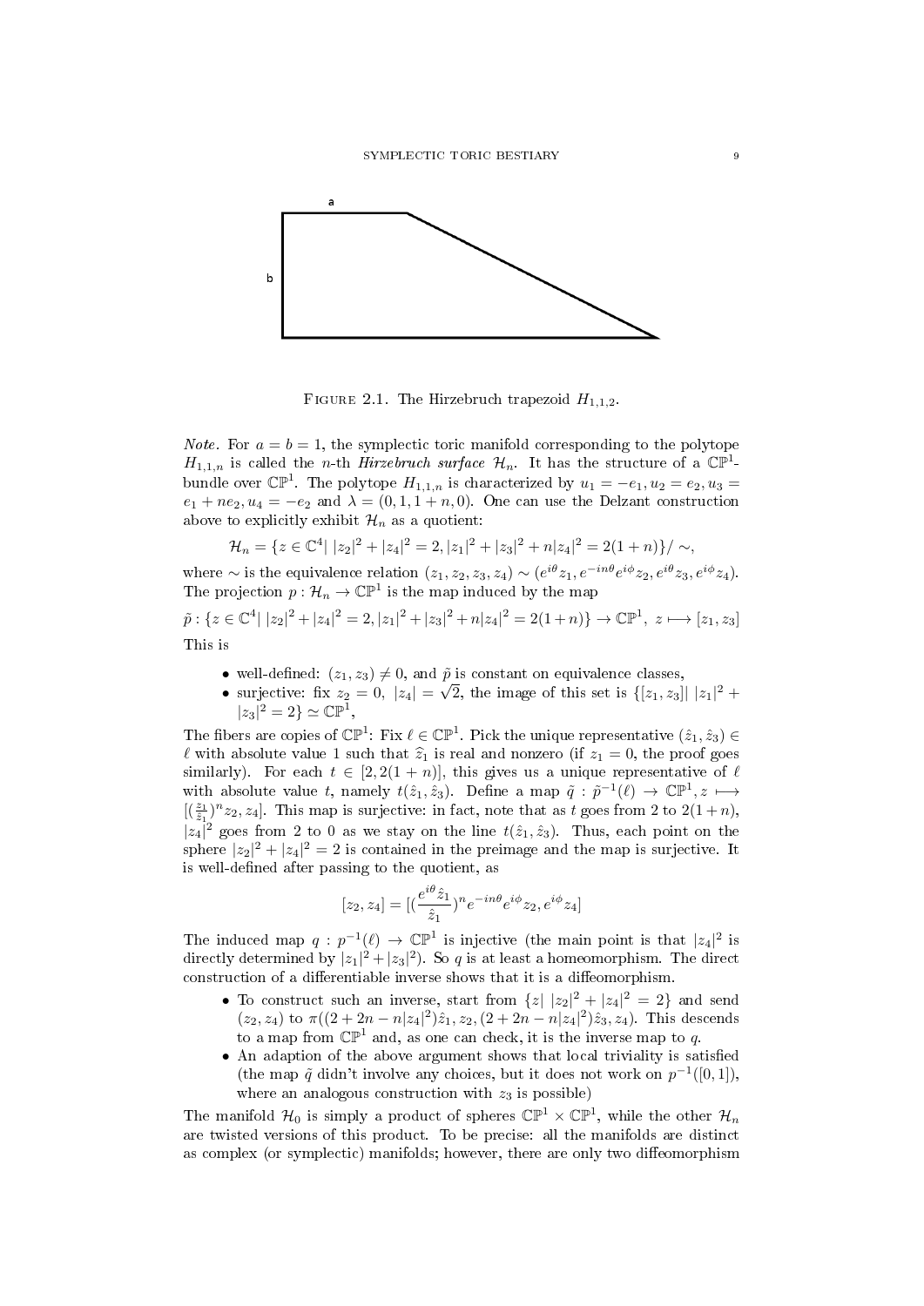FIGURE 2.1. The Hirzebruch trapezoid $H_{1,1,2}$.

*Note.* For $a = b = 1$, the symplectic toric manifold corresponding to the polytope $H_{1,1,n}$ is called the $n$-th ***Hirzebruch surface*** $\mathcal{H}_n$. It has the structure of a $\mathbb{CP}^1$-bundle over $\mathbb{CP}^1$. The polytope $H_{1,1,n}$ is characterized by $u_1 = -e_1, u_2 = e_2, u_3 = e_1 + ne_2, u_4 = -e_2$ and $\lambda = (0, 1, 1+n, 0)$. One can use the Delzant construction above to explicitly exhibit $\mathcal{H}_n$ as a quotient:

$$\mathcal{H}_n = \{z \in \mathbb{C}^4 | \ |z_2|^2 + |z_4|^2 = 2, |z_1|^2 + |z_3|^2 + n|z_4|^2 = 2(1+n)\}/\sim,$$

where $\sim$ is the equivalence relation $(z_1, z_2, z_3, z_4) \sim (e^{i\theta}z_1, e^{-in\theta}e^{i\phi}z_2, e^{i\theta}z_3, e^{i\phi}z_4)$. The projection $p : \mathcal{H}_n \to \mathbb{CP}^1$ is the map induced by the map

$$\tilde{p} : \{z \in \mathbb{C}^4 | \ |z_2|^2 + |z_4|^2 = 2, |z_1|^2 + |z_3|^2 + n|z_4|^2 = 2(1+n)\} \to \mathbb{CP}^1, \ z \longmapsto [z_1, z_3]$$

This is

- well-defined: $(z_1, z_3) \neq 0$, and $\tilde{p}$ is constant on equivalence classes,
- surjective: fix $z_2 = 0$, $|z_4| = \sqrt{2}$, the image of this set is $\{[z_1, z_3] | \ |z_1|^2 + |z_3|^2 = 2\} \simeq \mathbb{CP}^1$,

The fibers are copies of $\mathbb{CP}^1$: Fix $\ell \in \mathbb{CP}^1$. Pick the unique representative $(\hat{z}_1, \hat{z}_3) \in \ell$ with absolute value 1 such that $\widehat{z}_1$ is real and nonzero (if $z_1 = 0$, the proof goes similarly). For each $t \in [2, 2(1+n)]$, this gives us a unique representative of $\ell$ with absolute value $t$, namely $t(\hat{z}_1, \hat{z}_3)$. Define a map $\tilde{q} : \tilde{p}^{-1}(\ell) \to \mathbb{CP}^1, z \longmapsto [(\frac{z_1}{\hat{z}_1})^n z_2, z_4]$. This map is surjective: in fact, note that as $t$ goes from 2 to $2(1+n)$, $|z_4|^2$ goes from 2 to 0 as we stay on the line $t(\hat{z}_1, \hat{z}_3)$. Thus, each point on the sphere $|z_2|^2 + |z_4|^2 = 2$ is contained in the preimage and the map is surjective. It is well-defined after passing to the quotient, as

$$[z_2, z_4] = [(\frac{e^{i\theta}\hat{z}_1}{\hat{z}_1})^n e^{-in\theta}e^{i\phi}z_2, e^{i\phi}z_4]$$

The induced map $q : p^{-1}(\ell) \to \mathbb{CP}^1$ is injective (the main point is that $|z_4|^2$ is directly determined by $|z_1|^2 + |z_3|^2$). So $q$ is at least a homeomorphism. The direct construction of a differentiable inverse shows that it is a diffeomorphism.

- To construct such an inverse, start from $\{z| \ |z_2|^2 + |z_4|^2 = 2\}$ and send $(z_2, z_4)$ to $\pi((2 + 2n - n|z_4|^2)\hat{z}_1, z_2, (2 + 2n - n|z_4|^2)\hat{z}_3, z_4)$. This descends to a map from $\mathbb{CP}^1$ and, as one can check, it is the inverse map to $q$.
- An adaption of the above argument shows that local triviality is satisfied (the map $\tilde{q}$ didn't involve any choices, but it does not work on $p^{-1}([0,1])$, where an analogous construction with $z_3$ is possible)

The manifold $\mathcal{H}_0$ is simply a product of spheres $\mathbb{CP}^1 \times \mathbb{CP}^1$, while the other $\mathcal{H}_n$ are twisted versions of this product. To be precise: all the manifolds are distinct as complex (or symplectic) manifolds; however, there are only two diffeomorphism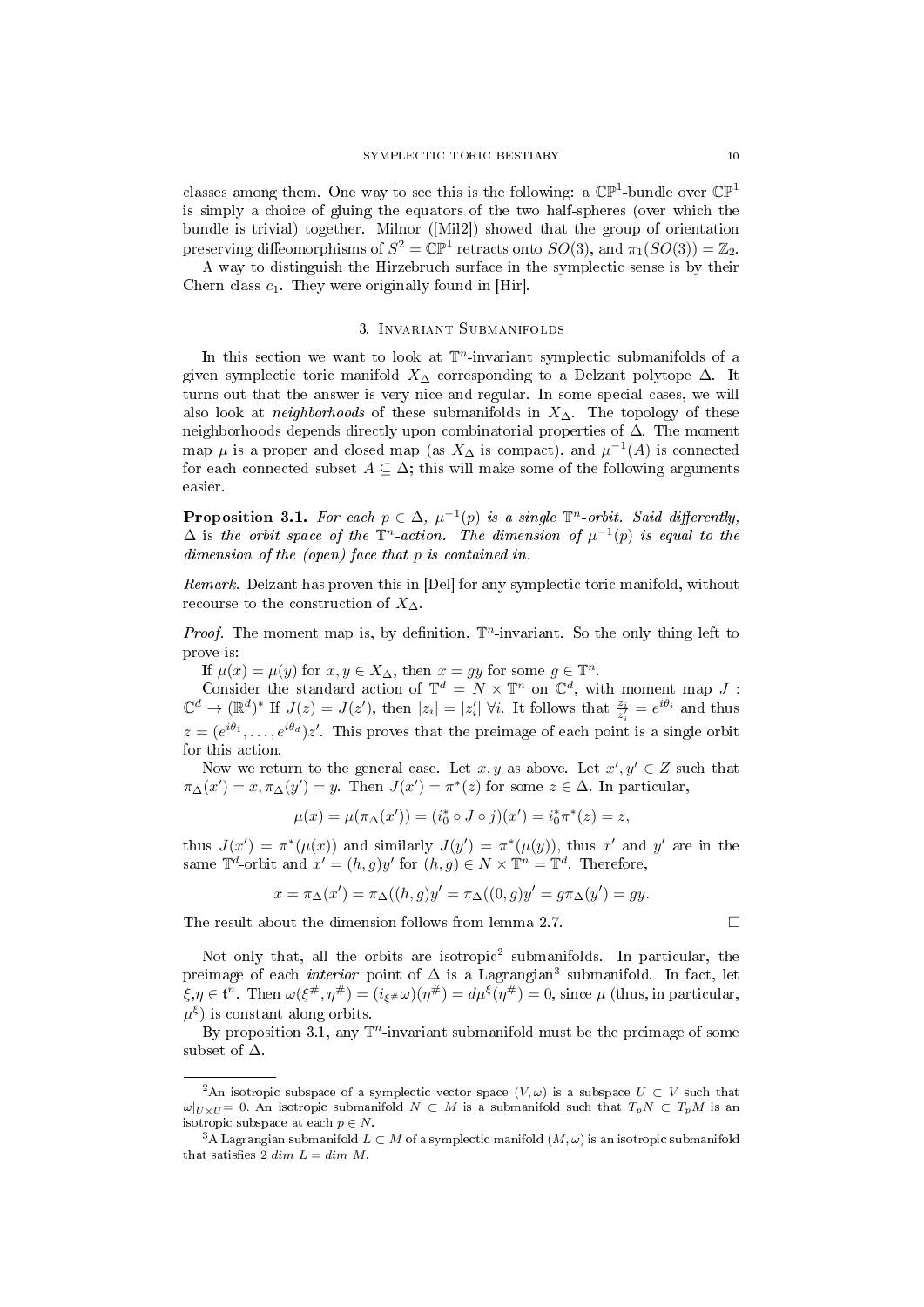classes among them. One way to see this is the following: a $\mathbb{CP}^1$-bundle over $\mathbb{CP}^1$ is simply a choice of gluing the equators of the two half-spheres (over which the bundle is trivial) together. Milnor ([Mil2]) showed that the group of orientation preserving diffeomorphisms of $S^2 = \mathbb{CP}^1$ retracts onto $SO(3)$, and $\pi_1(SO(3)) = \mathbb{Z}_2$.

A way to distinguish the Hirzebruch surface in the symplectic sense is by their Chern class $c_1$. They were originally found in [Hir].

## 3. Invariant Submanifolds

In this section we want to look at $\mathbb{T}^n$-invariant symplectic submanifolds of a given symplectic toric manifold $X_\Delta$ corresponding to a Delzant polytope $\Delta$. It turns out that the answer is very nice and regular. In some special cases, we will also look at *neighborhoods* of these submanifolds in $X_\Delta$. The topology of these neighborhoods depends directly upon combinatorial properties of $\Delta$. The moment map $\mu$ is a proper and closed map (as $X_\Delta$ is compact), and $\mu^{-1}(A)$ is connected for each connected subset $A \subseteq \Delta$; this will make some of the following arguments easier.

**Proposition 3.1.** *For each $p \in \Delta$, $\mu^{-1}(p)$ is a single $\mathbb{T}^n$-orbit. Said differently, $\Delta$ is the orbit space of the $\mathbb{T}^n$-action. The dimension of $\mu^{-1}(p)$ is equal to the dimension of the (open) face that $p$ is contained in.*

*Remark.* Delzant has proven this in [Del] for any symplectic toric manifold, without recourse to the construction of $X_\Delta$.

*Proof.* The moment map is, by definition, $\mathbb{T}^n$-invariant. So the only thing left to prove is:

If $\mu(x) = \mu(y)$ for $x, y \in X_\Delta$, then $x = gy$ for some $g \in \mathbb{T}^n$.

Consider the standard action of $\mathbb{T}^d = N \times \mathbb{T}^n$ on $\mathbb{C}^d$, with moment map $J : \mathbb{C}^d \to (\mathbb{R}^d)^*$ If $J(z) = J(z')$, then $|z_i| = |z'_i|$ $\forall i$. It follows that $\frac{z_i}{z'_i} = e^{i\theta_i}$ and thus $z = (e^{i\theta_1}, \ldots, e^{i\theta_d})z'$. This proves that the preimage of each point is a single orbit for this action.

Now we return to the general case. Let $x, y$ as above. Let $x', y' \in Z$ such that $\pi_\Delta(x') = x, \pi_\Delta(y') = y$. Then $J(x') = \pi^*(z)$ for some $z \in \Delta$. In particular,

$$\mu(x) = \mu(\pi_\Delta(x')) = (i_0^* \circ J \circ j)(x') = i_0^* \pi^*(z) = z,$$

thus $J(x') = \pi^*(\mu(x))$ and similarly $J(y') = \pi^*(\mu(y))$, thus $x'$ and $y'$ are in the same $\mathbb{T}^d$-orbit and $x' = (h, g)y'$ for $(h, g) \in N \times \mathbb{T}^n = \mathbb{T}^d$. Therefore,

$$x = \pi_\Delta(x') = \pi_\Delta((h, g)y' = \pi_\Delta((0, g)y' = g\pi_\Delta(y') = gy.$$

The result about the dimension follows from lemma 2.7. $\square$

Not only that, all the orbits are isotropic[2] submanifolds. In particular, the preimage of each *interior* point of $\Delta$ is a Lagrangian[3] submanifold. In fact, let $\xi, \eta \in \mathfrak{t}^n$. Then $\omega(\xi^\#, \eta^\#) = (i_{\xi^\#}\omega)(\eta^\#) = d\mu^\xi(\eta^\#) = 0$, since $\mu$ (thus, in particular, $\mu^\xi$) is constant along orbits.

By proposition 3.1, any $\mathbb{T}^n$-invariant submanifold must be the preimage of some subset of $\Delta$.

---

[2] An isotropic subspace of a symplectic vector space $(V, \omega)$ is a subspace $U \subset V$ such that $\omega|_{U \times U} = 0$. An isotropic submanifold $N \subset M$ is a submanifold such that $T_pN \subset T_pM$ is an isotropic subspace at each $p \in N$.

[3] A Lagrangian submanifold $L \subset M$ of a symplectic manifold $(M, \omega)$ is an isotropic submanifold that satisfies $2 \; dim \; L = dim \; M$.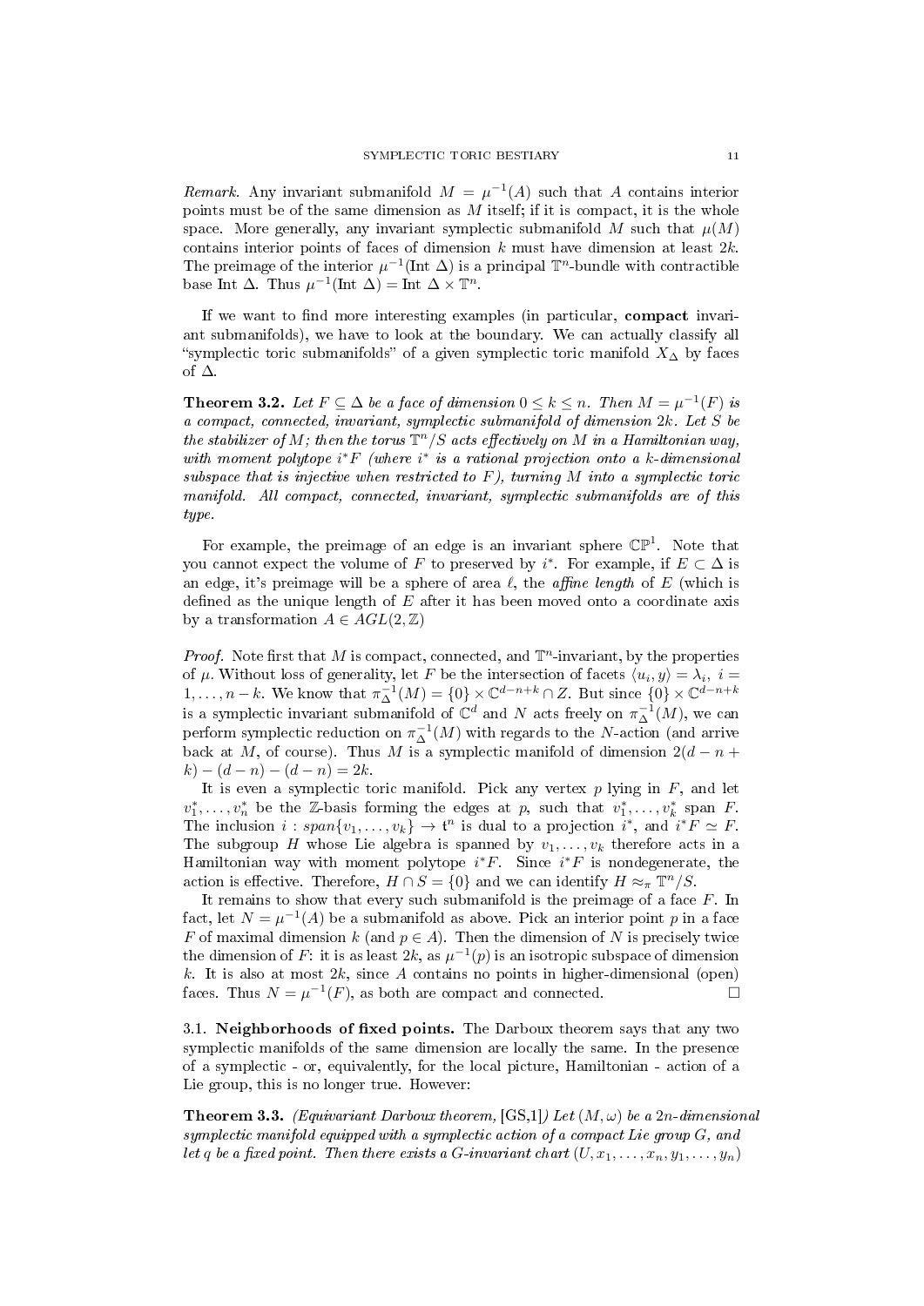*Remark.* Any invariant submanifold $M = \mu^{-1}(A)$ such that $A$ contains interior points must be of the same dimension as $M$ itself; if it is compact, it is the whole space. More generally, any invariant symplectic submanifold $M$ such that $\mu(M)$ contains interior points of faces of dimension $k$ must have dimension at least $2k$. The preimage of the interior $\mu^{-1}(\text{Int } \Delta)$ is a principal $\mathbb{T}^n$-bundle with contractible base Int $\Delta$. Thus $\mu^{-1}(\text{Int } \Delta) = \text{Int } \Delta \times \mathbb{T}^n$.

If we want to find more interesting examples (in particular, **compact** invariant submanifolds), we have to look at the boundary. We can actually classify all "symplectic toric submanifolds" of a given symplectic toric manifold $X_\Delta$ by faces of $\Delta$.

**Theorem 3.2.** *Let $F \subseteq \Delta$ be a face of dimension $0 \leq k \leq n$. Then $M = \mu^{-1}(F)$ is a compact, connected, invariant, symplectic submanifold of dimension $2k$. Let $S$ be the stabilizer of $M$; then the torus $\mathbb{T}^n/S$ acts effectively on $M$ in a Hamiltonian way, with moment polytope $i^*F$ (where $i^*$ is a rational projection onto a $k$-dimensional subspace that is injective when restricted to $F$), turning $M$ into a symplectic toric manifold. All compact, connected, invariant, symplectic submanifolds are of this type.*

For example, the preimage of an edge is an invariant sphere $\mathbb{CP}^1$. Note that you cannot expect the volume of $F$ to preserved by $i^*$. For example, if $E \subset \Delta$ is an edge, it's preimage will be a sphere of area $\ell$, the *affine length* of $E$ (which is defined as the unique length of $E$ after it has been moved onto a coordinate axis by a transformation $A \in AGL(2, \mathbb{Z})$

*Proof.* Note first that $M$ is compact, connected, and $\mathbb{T}^n$-invariant, by the properties of $\mu$. Without loss of generality, let $F$ be the intersection of facets $\langle u_i, y\rangle = \lambda_i$, $i = 1, \ldots, n-k$. We know that $\pi_\Delta^{-1}(M) = \{0\} \times \mathbb{C}^{d-n+k} \cap Z$. But since $\{0\} \times \mathbb{C}^{d-n+k}$ is a symplectic invariant submanifold of $\mathbb{C}^d$ and $N$ acts freely on $\pi_\Delta^{-1}(M)$, we can perform symplectic reduction on $\pi_\Delta^{-1}(M)$ with regards to the $N$-action (and arrive back at $M$, of course). Thus $M$ is a symplectic manifold of dimension $2(d-n+k) - (d-n) - (d-n) = 2k$.

It is even a symplectic toric manifold. Pick any vertex $p$ lying in $F$, and let $v_1^*, \ldots, v_n^*$ be the $\mathbb{Z}$-basis forming the edges at $p$, such that $v_1^*, \ldots, v_k^*$ span $F$. The inclusion $i : span\{v_1, \ldots, v_k\} \to \mathfrak{t}^n$ is dual to a projection $i^*$, and $i^*F \simeq F$. The subgroup $H$ whose Lie algebra is spanned by $v_1, \ldots, v_k$ therefore acts in a Hamiltonian way with moment polytope $i^*F$. Since $i^*F$ is nondegenerate, the action is effective. Therefore, $H \cap S = \{0\}$ and we can identify $H \approx_\pi \mathbb{T}^n/S$.

It remains to show that every such submanifold is the preimage of a face $F$. In fact, let $N = \mu^{-1}(A)$ be a submanifold as above. Pick an interior point $p$ in a face $F$ of maximal dimension $k$ (and $p \in A$). Then the dimension of $N$ is precisely twice the dimension of $F$: it is as least $2k$, as $\mu^{-1}(p)$ is an isotropic subspace of dimension $k$. It is also at most $2k$, since $A$ contains no points in higher-dimensional (open) faces. Thus $N = \mu^{-1}(F)$, as both are compact and connected. $\square$

### 3.1. Neighborhoods of fixed points.

The Darboux theorem says that any two symplectic manifolds of the same dimension are locally the same. In the presence of a symplectic - or, equivalently, for the local picture, Hamiltonian - action of a Lie group, this is no longer true. However:

**Theorem 3.3.** *(Equivariant Darboux theorem, [GS,1]) Let $(M, \omega)$ be a $2n$-dimensional symplectic manifold equipped with a symplectic action of a compact Lie group $G$, and let $q$ be a fixed point. Then there exists a $G$-invariant chart $(U, x_1, \ldots, x_n, y_1, \ldots, y_n)$*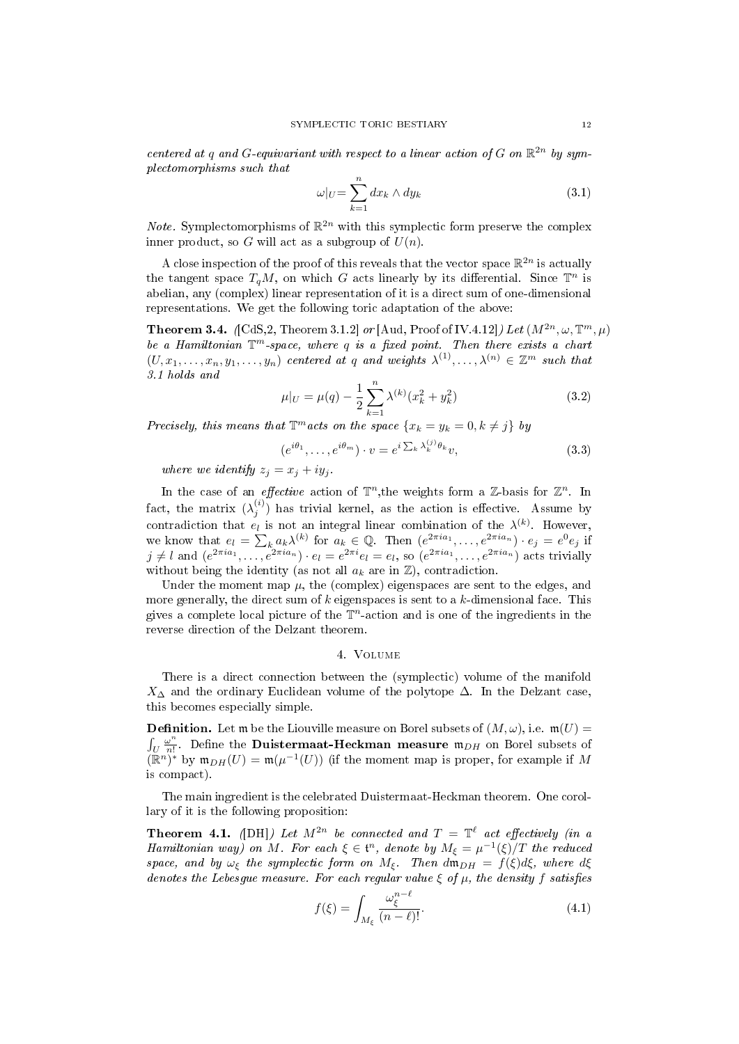*centered at $q$ and $G$-equivariant with respect to a linear action of $G$ on $\mathbb{R}^{2n}$ by symplectomorphisms such that*

$$\omega|_U = \sum_{k=1}^{n} dx_k \wedge dy_k \tag{3.1}$$

*Note.* Symplectomorphisms of $\mathbb{R}^{2n}$ with this symplectic form preserve the complex inner product, so $G$ will act as a subgroup of $U(n)$.

A close inspection of the proof of this reveals that the vector space $\mathbb{R}^{2n}$ is actually the tangent space $T_qM$, on which $G$ acts linearly by its differential. Since $\mathbb{T}^n$ is abelian, any (complex) linear representation of it is a direct sum of one-dimensional representations. We get the following toric adaptation of the above:

**Theorem 3.4.** *([CdS,2, Theorem 3.1.2] or [Aud, Proof of IV.4.12]) Let $(M^{2n}, \omega, \mathbb{T}^m, \mu)$ be a Hamiltonian $\mathbb{T}^m$-space, where $q$ is a fixed point. Then there exists a chart $(U, x_1, \dots, x_n, y_1, \dots, y_n)$ centered at $q$ and weights $\lambda^{(1)}, \dots, \lambda^{(n)} \in \mathbb{Z}^m$ such that 3.1 holds and*

$$\mu|_U = \mu(q) - \frac{1}{2}\sum_{k=1}^{n} \lambda^{(k)}(x_k^2 + y_k^2) \tag{3.2}$$

*Precisely, this means that $\mathbb{T}^m$ acts on the space $\{x_k = y_k = 0, k \neq j\}$ by*

$$(e^{i\theta_1}, \dots, e^{i\theta_m}) \cdot v = e^{i\sum_k \lambda_k^{(j)}\theta_k} v, \tag{3.3}$$

*where we identify $z_j = x_j + iy_j$.*

In the case of an *effective* action of $\mathbb{T}^n$,the weights form a $\mathbb{Z}$-basis for $\mathbb{Z}^n$. In fact, the matrix $(\lambda_j^{(i)})$ has trivial kernel, as the action is effective. Assume by contradiction that $e_l$ is not an integral linear combination of the $\lambda^{(k)}$. However, we know that $e_l = \sum_k a_k \lambda^{(k)}$ for $a_k \in \mathbb{Q}$. Then $(e^{2\pi i a_1}, \dots, e^{2\pi i a_n}) \cdot e_j = e^0 e_j$ if $j \neq l$ and $(e^{2\pi i a_1}, \dots, e^{2\pi i a_n}) \cdot e_l = e^{2\pi i} e_l = e_l$, so $(e^{2\pi i a_1}, \dots, e^{2\pi i a_n})$ acts trivially without being the identity (as not all $a_k$ are in $\mathbb{Z}$), contradiction.

Under the moment map $\mu$, the (complex) eigenspaces are sent to the edges, and more generally, the direct sum of $k$ eigenspaces is sent to a $k$-dimensional face. This gives a complete local picture of the $\mathbb{T}^n$-action and is one of the ingredients in the reverse direction of the Delzant theorem.

## 4. Volume

There is a direct connection between the (symplectic) volume of the manifold $X_\Delta$ and the ordinary Euclidean volume of the polytope $\Delta$. In the Delzant case, this becomes especially simple.

**Definition.** Let $\mathfrak{m}$ be the Liouville measure on Borel subsets of $(M, \omega)$, i.e. $\mathfrak{m}(U) = \int_U \frac{\omega^n}{n!}$. Define the **Duistermaat-Heckman measure** $\mathfrak{m}_{DH}$ on Borel subsets of $(\mathbb{R}^n)^*$ by $\mathfrak{m}_{DH}(U) = \mathfrak{m}(\mu^{-1}(U))$ (if the moment map is proper, for example if $M$ is compact).

The main ingredient is the celebrated Duistermaat-Heckman theorem. One corollary of it is the following proposition:

**Theorem 4.1.** *([DH]) Let $M^{2n}$ be connected and $T = \mathbb{T}^\ell$ act effectively (in a Hamiltonian way) on $M$. For each $\xi \in \mathfrak{t}^n$, denote by $M_\xi = \mu^{-1}(\xi)/T$ the reduced space, and by $\omega_\xi$ the symplectic form on $M_\xi$. Then $d\mathfrak{m}_{DH} = f(\xi)d\xi$, where $d\xi$ denotes the Lebesgue measure. For each regular value $\xi$ of $\mu$, the density $f$ satisfies*

$$f(\xi) = \int_{M_\xi} \frac{\omega_\xi^{n-\ell}}{(n-\ell)!}. \tag{4.1}$$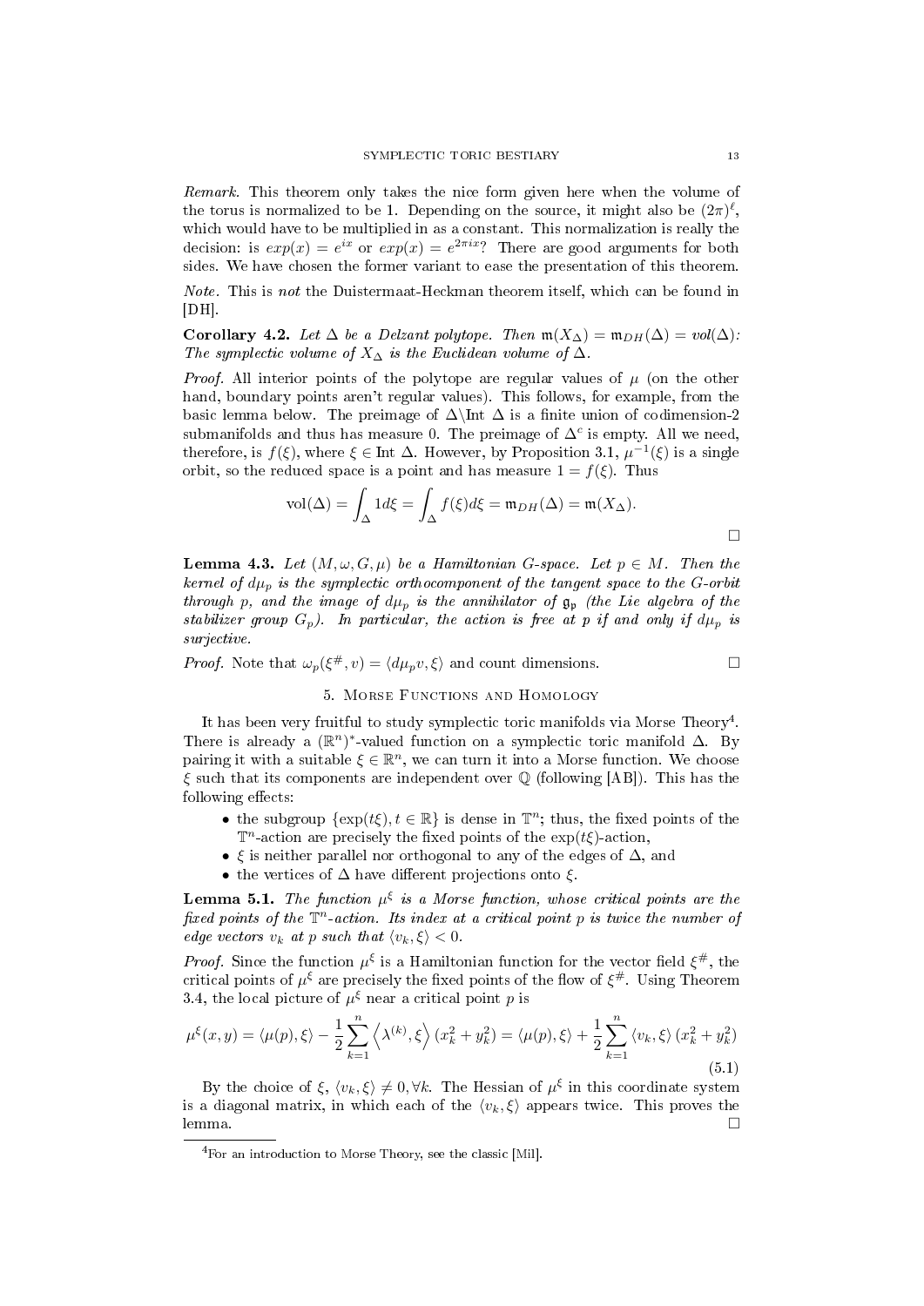*Remark.* This theorem only takes the nice form given here when the volume of the torus is normalized to be 1. Depending on the source, it might also be $(2\pi)^\ell$, which would have to be multiplied in as a constant. This normalization is really the decision: is $exp(x) = e^{ix}$ or $exp(x) = e^{2\pi i x}$? There are good arguments for both sides. We have chosen the former variant to ease the presentation of this theorem.

*Note.* This is *not* the Duistermaat-Heckman theorem itself, which can be found in [DH].

**Corollary 4.2.** *Let $\Delta$ be a Delzant polytope. Then $\mathfrak{m}(X_\Delta) = \mathfrak{m}_{DH}(\Delta) = vol(\Delta)$: The symplectic volume of $X_\Delta$ is the Euclidean volume of $\Delta$.*

*Proof.* All interior points of the polytope are regular values of $\mu$ (on the other hand, boundary points aren't regular values). This follows, for example, from the basic lemma below. The preimage of $\Delta \backslash \text{Int } \Delta$ is a finite union of codimension-2 submanifolds and thus has measure 0. The preimage of $\Delta^c$ is empty. All we need, therefore, is $f(\xi)$, where $\xi \in \text{Int } \Delta$. However, by Proposition 3.1, $\mu^{-1}(\xi)$ is a single orbit, so the reduced space is a point and has measure $1 = f(\xi)$. Thus

$$\text{vol}(\Delta) = \int_\Delta 1 d\xi = \int_\Delta f(\xi) d\xi = \mathfrak{m}_{DH}(\Delta) = \mathfrak{m}(X_\Delta).$$

□

**Lemma 4.3.** *Let $(M, \omega, G, \mu)$ be a Hamiltonian $G$-space. Let $p \in M$. Then the kernel of $d\mu_p$ is the symplectic orthocomponent of the tangent space to the $G$-orbit through $p$, and the image of $d\mu_p$ is the annihilator of $\mathfrak{g}_\mathfrak{p}$ (the Lie algebra of the stabilizer group $G_p$). In particular, the action is free at $p$ if and only if $d\mu_p$ is surjective.*

*Proof.* Note that $\omega_p(\xi^\#, v) = \langle d\mu_p v, \xi \rangle$ and count dimensions. □

## 5. Morse Functions and Homology

It has been very fruitful to study symplectic toric manifolds via Morse Theory[4]. There is already a $(\mathbb{R}^n)^*$-valued function on a symplectic toric manifold $\Delta$. By pairing it with a suitable $\xi \in \mathbb{R}^n$, we can turn it into a Morse function. We choose $\xi$ such that its components are independent over $\mathbb{Q}$ (following [AB]). This has the following effects:

- the subgroup $\{\exp(t\xi), t \in \mathbb{R}\}$ is dense in $\mathbb{T}^n$; thus, the fixed points of the $\mathbb{T}^n$-action are precisely the fixed points of the $\exp(t\xi)$-action,
- $\xi$ is neither parallel nor orthogonal to any of the edges of $\Delta$, and
- the vertices of $\Delta$ have different projections onto $\xi$.

**Lemma 5.1.** *The function $\mu^\xi$ is a Morse function, whose critical points are the fixed points of the $\mathbb{T}^n$-action. Its index at a critical point $p$ is twice the number of edge vectors $v_k$ at $p$ such that $\langle v_k, \xi \rangle < 0$.*

*Proof.* Since the function $\mu^\xi$ is a Hamiltonian function for the vector field $\xi^\#$, the critical points of $\mu^\xi$ are precisely the fixed points of the flow of $\xi^\#$. Using Theorem 3.4, the local picture of $\mu^\xi$ near a critical point $p$ is

$$\mu^\xi(x, y) = \langle \mu(p), \xi \rangle - \frac{1}{2} \sum_{k=1}^n \left\langle \lambda^{(k)}, \xi \right\rangle (x_k^2 + y_k^2) = \langle \mu(p), \xi \rangle + \frac{1}{2} \sum_{k=1}^n \langle v_k, \xi \rangle (x_k^2 + y_k^2) \tag{5.1}$$

By the choice of $\xi$, $\langle v_k, \xi \rangle \neq 0, \forall k$. The Hessian of $\mu^\xi$ in this coordinate system is a diagonal matrix, in which each of the $\langle v_k, \xi \rangle$ appears twice. This proves the lemma. □

[4] For an introduction to Morse Theory, see the classic [Mil].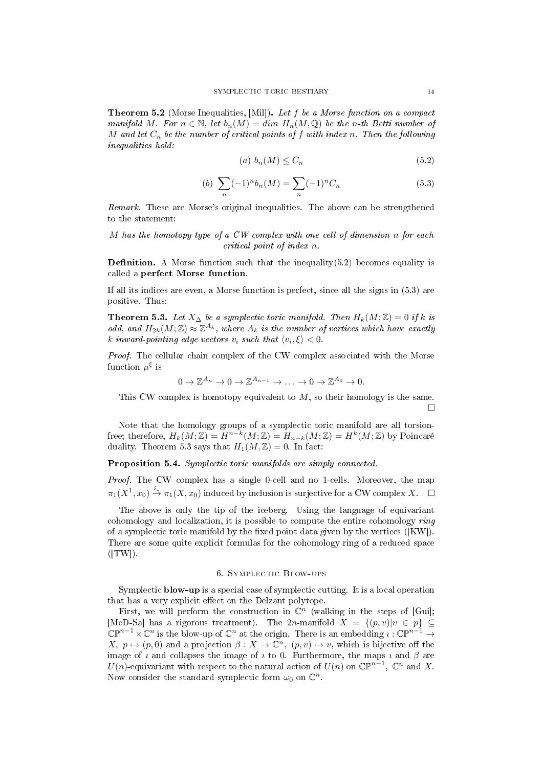**Theorem 5.2** (Morse Inequalities, [Mil]). *Let $f$ be a Morse function on a compact manifold $M$. For $n \in \mathbb{N}$, let $b_n(M) = dim\ H_n(M, \mathbb{Q})$ be the $n$-th Betti number of $M$ and let $C_n$ be the number of critical points of $f$ with index $n$. Then the following inequalities hold:*

$$(a)\ b_n(M) \leq C_n \tag{5.2}$$

$$(b)\ \sum_n (-1)^n b_n(M) = \sum_n (-1)^n C_n \tag{5.3}$$

*Remark.* These are Morse's original inequalities. The above can be strengthened to the statement:

*$M$ has the homotopy type of a CW complex with one cell of dimension $n$ for each critical point of index $n$.*

**Definition.** A Morse function such that the inequality(5.2) becomes equality is called a **perfect Morse function**.

If all its indices are even, a Morse function is perfect, since all the signs in (5.3) are positive. Thus:

**Theorem 5.3.** *Let $X_\Delta$ be a symplectic toric manifold. Then $H_k(M; \mathbb{Z}) = 0$ if $k$ is odd, and $H_{2k}(M; \mathbb{Z}) \approx \mathbb{Z}^{A_k}$, where $A_k$ is the number of vertices which have exactly $k$ inward-pointing edge vectors $v_i$ such that $\langle v_i, \xi \rangle < 0$.*

*Proof.* The cellular chain complex of the CW complex associated with the Morse function $\mu^\xi$ is

$$0 \to \mathbb{Z}^{A_n} \to 0 \to \mathbb{Z}^{A_{n-1}} \to \ldots \to 0 \to \mathbb{Z}^{A_0} \to 0.$$

This CW complex is homotopy equivalent to $M$, so their homology is the same. □

Note that the homology groups of a symplectic toric manifold are all torsion-free; therefore, $H_k(M; \mathbb{Z}) = H^{n-k}(M; \mathbb{Z}) = H_{n-k}(M; \mathbb{Z}) = H^k(M; \mathbb{Z})$ by Poincaré duality. Theorem 5.3 says that $H_1(M, \mathbb{Z}) = 0$. In fact:

**Proposition 5.4.** *Symplectic toric manifolds are simply connected.*

*Proof.* The CW complex has a single 0-cell and no 1-cells. Moreover, the map $\pi_1(X^1, x_0) \xrightarrow{i_*} \pi_1(X, x_0)$ induced by inclusion is surjective for a CW complex $X$. □

The above is only the tip of the iceberg. Using the language of equivariant cohomology and localization, it is possible to compute the entire cohomology *ring* of a symplectic toric manifold by the fixed point data given by the vertices ([KW]). There are some quite explicit formulas for the cohomology ring of a reduced space ([TW]).

## 6. Symplectic Blow-ups

Symplectic **blow-up** is a special case of symplectic cutting. It is a local operation that has a very explicit effect on the Delzant polytope.

First, we will perform the construction in $\mathbb{C}^n$ (walking in the steps of [Gui]; [McD-Sa] has a rigorous treatment). The $2n$-manifold $X = \{(p, v) | v \in p\} \subseteq \mathbb{CP}^{n-1} \times \mathbb{C}^n$ is the blow-up of $\mathbb{C}^n$ at the origin. There is an embedding $\imath : \mathbb{CP}^{n-1} \to X$, $p \mapsto (p, 0)$ and a projection $\beta : X \to \mathbb{C}^n$, $(p, v) \mapsto v$, which is bijective off the image of $\imath$ and collapses the image of $\imath$ to 0. Furthermore, the maps $\imath$ and $\beta$ are $U(n)$-equivariant with respect to the natural action of $U(n)$ on $\mathbb{CP}^{n-1}$, $\mathbb{C}^n$ and $X$. Now consider the standard symplectic form $\omega_0$ on $\mathbb{C}^n$.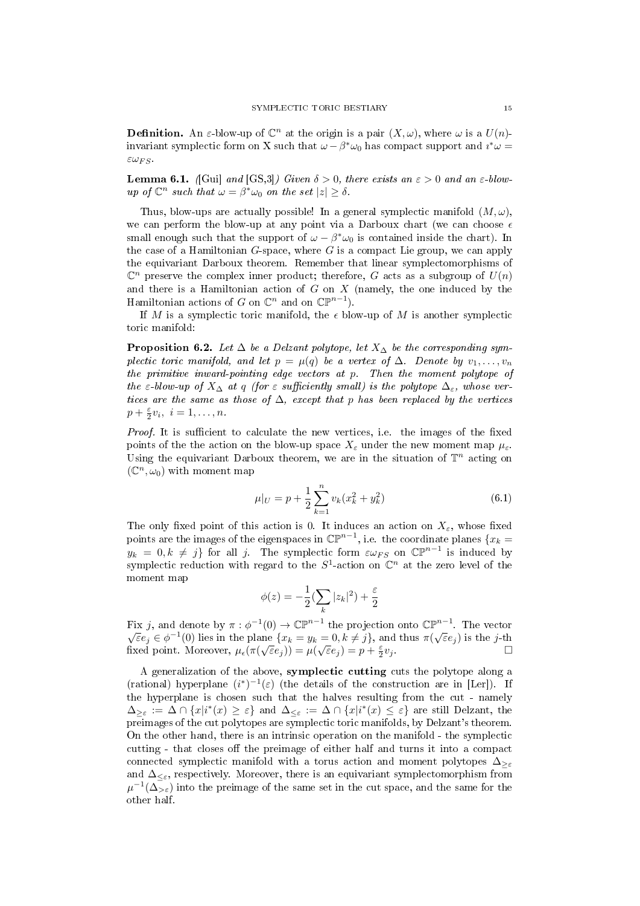**Definition.** An $\varepsilon$-blow-up of $\mathbb{C}^n$ at the origin is a pair $(X, \omega)$, where $\omega$ is a $U(n)$-invariant symplectic form on X such that $\omega - \beta^*\omega_0$ has compact support and $\imath^*\omega = \varepsilon\omega_{FS}$.

**Lemma 6.1.** *([Gui] and [GS,3]) Given $\delta > 0$, there exists an $\varepsilon > 0$ and an $\varepsilon$-blow-up of $\mathbb{C}^n$ such that $\omega = \beta^*\omega_0$ on the set $|z| \geq \delta$.*

Thus, blow-ups are actually possible! In a general symplectic manifold $(M, \omega)$, we can perform the blow-up at any point via a Darboux chart (we can choose $\epsilon$ small enough such that the support of $\omega - \beta^*\omega_0$ is contained inside the chart). In the case of a Hamiltonian $G$-space, where $G$ is a compact Lie group, we can apply the equivariant Darboux theorem. Remember that linear symplectomorphisms of $\mathbb{C}^n$ preserve the complex inner product; therefore, $G$ acts as a subgroup of $U(n)$ and there is a Hamiltonian action of $G$ on $X$ (namely, the one induced by the Hamiltonian actions of $G$ on $\mathbb{C}^n$ and on $\mathbb{CP}^{n-1}$).

If $M$ is a symplectic toric manifold, the $\epsilon$ blow-up of $M$ is another symplectic toric manifold:

**Proposition 6.2.** *Let $\Delta$ be a Delzant polytope, let $X_\Delta$ be the corresponding symplectic toric manifold, and let $p = \mu(q)$ be a vertex of $\Delta$. Denote by $v_1, \ldots, v_n$ the primitive inward-pointing edge vectors at $p$. Then the moment polytope of the $\varepsilon$-blow-up of $X_\Delta$ at $q$ (for $\varepsilon$ sufficiently small) is the polytope $\Delta_\varepsilon$, whose vertices are the same as those of $\Delta$, except that $p$ has been replaced by the vertices $p + \frac{\varepsilon}{2}v_i$, $i = 1, \ldots, n$.*

*Proof.* It is sufficient to calculate the new vertices, i.e. the images of the fixed points of the the action on the blow-up space $X_\varepsilon$ under the new moment map $\mu_\varepsilon$. Using the equivariant Darboux theorem, we are in the situation of $\mathbb{T}^n$ acting on $(\mathbb{C}^n, \omega_0)$ with moment map

$$\mu|_U = p + \frac{1}{2}\sum_{k=1}^{n} v_k(x_k^2 + y_k^2) \tag{6.1}$$

The only fixed point of this action is 0. It induces an action on $X_\varepsilon$, whose fixed points are the images of the eigenspaces in $\mathbb{CP}^{n-1}$, i.e. the coordinate planes $\{x_k = y_k = 0, k \neq j\}$ for all $j$. The symplectic form $\varepsilon\omega_{FS}$ on $\mathbb{CP}^{n-1}$ is induced by symplectic reduction with regard to the $S^1$-action on $\mathbb{C}^n$ at the zero level of the moment map

$$\phi(z) = -\frac{1}{2}(\sum_k |z_k|^2) + \frac{\varepsilon}{2}$$

Fix $j$, and denote by $\pi : \phi^{-1}(0) \to \mathbb{CP}^{n-1}$ the projection onto $\mathbb{CP}^{n-1}$. The vector $\sqrt{\varepsilon}e_j \in \phi^{-1}(0)$ lies in the plane $\{x_k = y_k = 0, k \neq j\}$, and thus $\pi(\sqrt{\varepsilon}e_j)$ is the $j$-th fixed point. Moreover, $\mu_\epsilon(\pi(\sqrt{\varepsilon}e_j)) = \mu(\sqrt{\varepsilon}e_j) = p + \frac{\varepsilon}{2}v_j$. $\square$

A generalization of the above, **symplectic cutting** cuts the polytope along a (rational) hyperplane $(i^*)^{-1}(\varepsilon)$ (the details of the construction are in [Ler]). If the hyperplane is chosen such that the halves resulting from the cut - namely $\Delta_{\geq\varepsilon} := \Delta \cap \{x | i^*(x) \geq \varepsilon\}$ and $\Delta_{\leq\varepsilon} := \Delta \cap \{x | i^*(x) \leq \varepsilon\}$ are still Delzant, the preimages of the cut polytopes are symplectic toric manifolds, by Delzant's theorem. On the other hand, there is an intrinsic operation on the manifold - the symplectic cutting - that closes off the preimage of either half and turns it into a compact connected symplectic manifold with a torus action and moment polytopes $\Delta_{\geq\varepsilon}$ and $\Delta_{\leq\varepsilon}$, respectively. Moreover, there is an equivariant symplectomorphism from $\mu^{-1}(\Delta_{>\varepsilon})$ into the preimage of the same set in the cut space, and the same for the other half.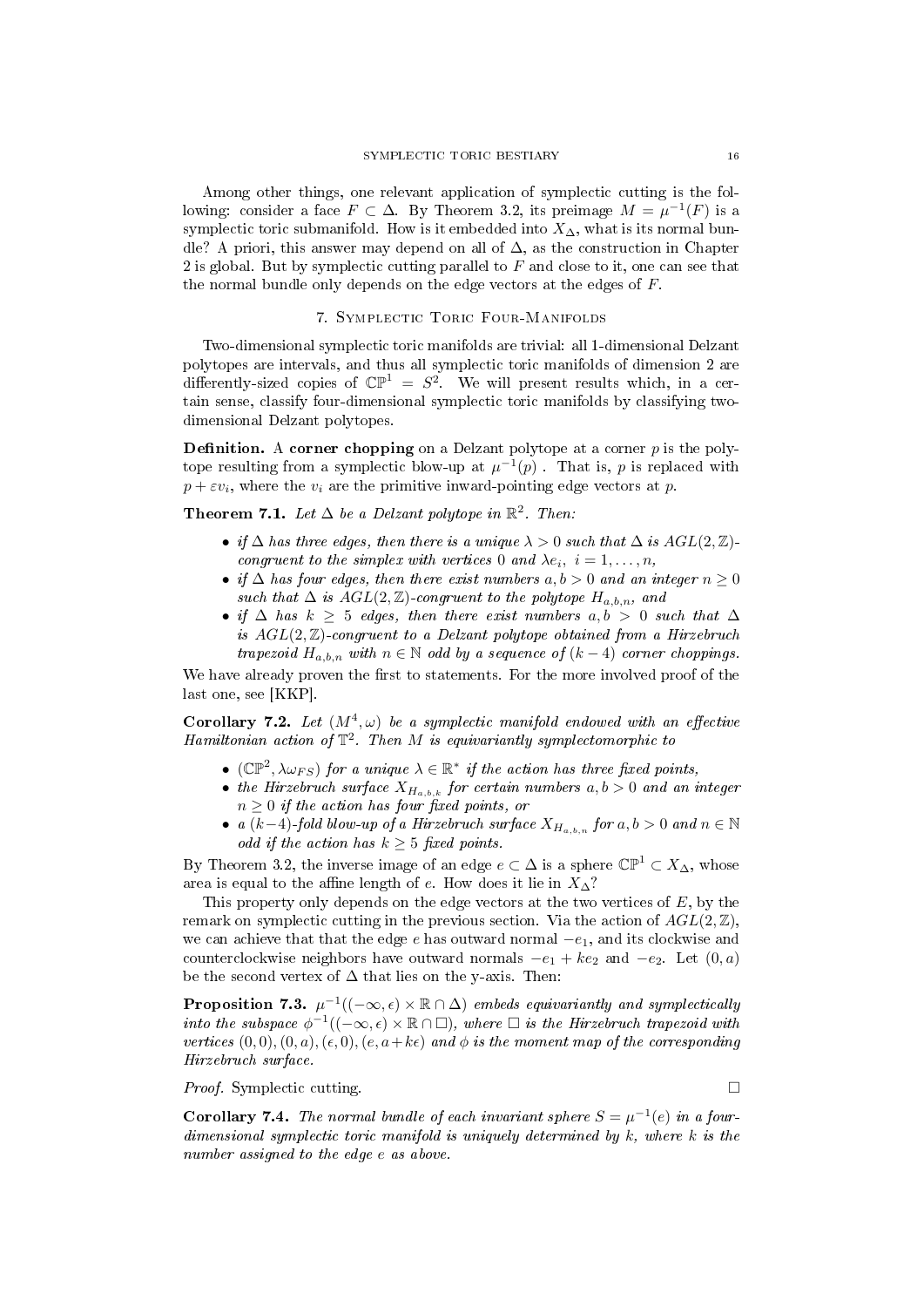Among other things, one relevant application of symplectic cutting is the following: consider a face $F \subset \Delta$. By Theorem 3.2, its preimage $M = \mu^{-1}(F)$ is a symplectic toric submanifold. How is it embedded into $X_\Delta$, what is its normal bundle? A priori, this answer may depend on all of $\Delta$, as the construction in Chapter 2 is global. But by symplectic cutting parallel to $F$ and close to it, one can see that the normal bundle only depends on the edge vectors at the edges of $F$.

## 7. Symplectic Toric Four-Manifolds

Two-dimensional symplectic toric manifolds are trivial: all 1-dimensional Delzant polytopes are intervals, and thus all symplectic toric manifolds of dimension 2 are differently-sized copies of $\mathbb{CP}^1 = S^2$. We will present results which, in a certain sense, classify four-dimensional symplectic toric manifolds by classifying two-dimensional Delzant polytopes.

**Definition.** A **corner chopping** on a Delzant polytope at a corner $p$ is the polytope resulting from a symplectic blow-up at $\mu^{-1}(p)$ . That is, $p$ is replaced with $p + \varepsilon v_i$, where the $v_i$ are the primitive inward-pointing edge vectors at $p$.

**Theorem 7.1.** *Let $\Delta$ be a Delzant polytope in $\mathbb{R}^2$. Then:*

- *if $\Delta$ has three edges, then there is a unique $\lambda > 0$ such that $\Delta$ is $AGL(2, \mathbb{Z})$-congruent to the simplex with vertices $0$ and $\lambda e_i$, $i = 1, \dots, n$,*
- *if $\Delta$ has four edges, then there exist numbers $a, b > 0$ and an integer $n \geq 0$ such that $\Delta$ is $AGL(2, \mathbb{Z})$-congruent to the polytope $H_{a,b,n}$, and*
- *if $\Delta$ has $k \geq 5$ edges, then there exist numbers $a, b > 0$ such that $\Delta$ is $AGL(2, \mathbb{Z})$-congruent to a Delzant polytope obtained from a Hirzebruch trapezoid $H_{a,b,n}$ with $n \in \mathbb{N}$ odd by a sequence of $(k-4)$ corner choppings.*

We have already proven the first to statements. For the more involved proof of the last one, see [KKP].

**Corollary 7.2.** *Let $(M^4, \omega)$ be a symplectic manifold endowed with an effective Hamiltonian action of $\mathbb{T}^2$. Then $M$ is equivariantly symplectomorphic to*

- *$(\mathbb{CP}^2, \lambda\omega_{FS})$ for a unique $\lambda \in \mathbb{R}^*$ if the action has three fixed points,*
- *the Hirzebruch surface $X_{H_{a,b,k}}$ for certain numbers $a, b > 0$ and an integer $n \geq 0$ if the action has four fixed points, or*
- *a $(k-4)$-fold blow-up of a Hirzebruch surface $X_{H_{a,b,n}}$ for $a, b > 0$ and $n \in \mathbb{N}$ odd if the action has $k \geq 5$ fixed points.*

By Theorem 3.2, the inverse image of an edge $e \subset \Delta$ is a sphere $\mathbb{CP}^1 \subset X_\Delta$, whose area is equal to the affine length of $e$. How does it lie in $X_\Delta$?

This property only depends on the edge vectors at the two vertices of $E$, by the remark on symplectic cutting in the previous section. Via the action of $AGL(2, \mathbb{Z})$, we can achieve that that the edge $e$ has outward normal $-e_1$, and its clockwise and counterclockwise neighbors have outward normals $-e_1 + ke_2$ and $-e_2$. Let $(0, a)$ be the second vertex of $\Delta$ that lies on the y-axis. Then:

**Proposition 7.3.** *$\mu^{-1}((-\infty, \epsilon) \times \mathbb{R} \cap \Delta)$ embeds equivariantly and symplectically into the subspace $\phi^{-1}((-\infty, \epsilon) \times \mathbb{R} \cap \square)$, where $\square$ is the Hirzebruch trapezoid with vertices $(0, 0), (0, a), (\epsilon, 0), (e, a + k\epsilon)$ and $\phi$ is the moment map of the corresponding Hirzebruch surface.*

*Proof.* Symplectic cutting. □

**Corollary 7.4.** *The normal bundle of each invariant sphere $S = \mu^{-1}(e)$ in a four-dimensional symplectic toric manifold is uniquely determined by $k$, where $k$ is the number assigned to the edge $e$ as above.*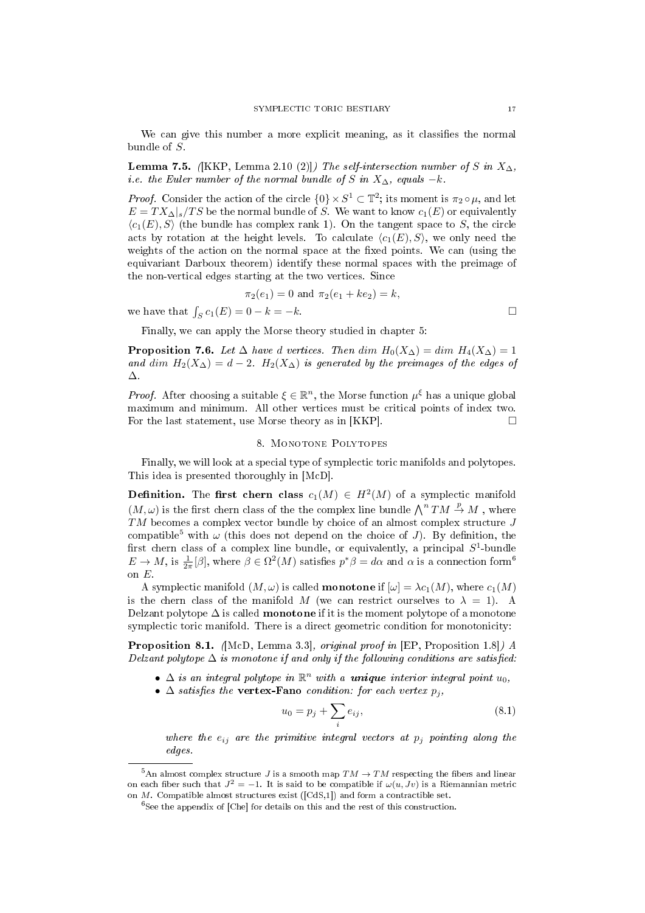We can give this number a more explicit meaning, as it classifies the normal bundle of $S$.

**Lemma 7.5.** *([KKP, Lemma 2.10 (2)]) The self-intersection number of $S$ in $X_\Delta$, i.e. the Euler number of the normal bundle of $S$ in $X_\Delta$, equals $-k$.*

*Proof.* Consider the action of the circle $\{0\} \times S^1 \subset \mathbb{T}^2$; its moment is $\pi_2 \circ \mu$, and let $E = TX_\Delta|_s/TS$ be the normal bundle of $S$. We want to know $c_1(E)$ or equivalently $\langle c_1(E), S\rangle$ (the bundle has complex rank 1). On the tangent space to $S$, the circle acts by rotation at the height levels. To calculate $\langle c_1(E), S\rangle$, we only need the weights of the action on the normal space at the fixed points. We can (using the equivariant Darboux theorem) identify these normal spaces with the preimage of the non-vertical edges starting at the two vertices. Since

$$\pi_2(e_1) = 0 \text{ and } \pi_2(e_1 + ke_2) = k,$$

we have that $\int_S c_1(E) = 0 - k = -k$. □

Finally, we can apply the Morse theory studied in chapter 5:

**Proposition 7.6.** *Let $\Delta$ have $d$ vertices. Then $\dim H_0(X_\Delta) = \dim H_4(X_\Delta) = 1$ and $\dim H_2(X_\Delta) = d - 2$. $H_2(X_\Delta)$ is generated by the preimages of the edges of $\Delta$.*

*Proof.* After choosing a suitable $\xi \in \mathbb{R}^n$, the Morse function $\mu^\xi$ has a unique global maximum and minimum. All other vertices must be critical points of index two. For the last statement, use Morse theory as in [KKP]. □

## 8. Monotone Polytopes

Finally, we will look at a special type of symplectic toric manifolds and polytopes. This idea is presented thoroughly in [McD].

**Definition.** The **first chern class** $c_1(M) \in H^2(M)$ of a symplectic manifold $(M, \omega)$ is the first chern class of the the complex line bundle $\bigwedge^n TM \xrightarrow{p} M$ , where $TM$ becomes a complex vector bundle by choice of an almost complex structure $J$ compatible[5] with $\omega$ (this does not depend on the choice of $J$). By definition, the first chern class of a complex line bundle, or equivalently, a principal $S^1$-bundle $E \to M$, is $\frac{1}{2\pi}[\beta]$, where $\beta \in \Omega^2(M)$ satisfies $p^*\beta = d\alpha$ and $\alpha$ is a connection form[6] on $E$.

A symplectic manifold $(M, \omega)$ is called **monotone** if $[\omega] = \lambda c_1(M)$, where $c_1(M)$ is the chern class of the manifold $M$ (we can restrict ourselves to $\lambda = 1$). A Delzant polytope $\Delta$ is called **monotone** if it is the moment polytope of a monotone symplectic toric manifold. There is a direct geometric condition for monotonicity:

**Proposition 8.1.** *([McD, Lemma 3.3], original proof in [EP, Proposition 1.8]) A Delzant polytope $\Delta$ is monotone if and only if the following conditions are satisfied:*

- *$\Delta$ is an integral polytope in $\mathbb{R}^n$ with a **unique** interior integral point $u_0$,*
- *$\Delta$ satisfies the **vertex-Fano** condition: for each vertex $p_j$,*

$$u_0 = p_j + \sum_i e_{ij}, \tag{8.1}$$

*where the $e_{ij}$ are the primitive integral vectors at $p_j$ pointing along the edges.*

---

[5] An almost complex structure $J$ is a smooth map $TM \to TM$ respecting the fibers and linear on each fiber such that $J^2 = -1$. It is said to be compatible if $\omega(u, Jv)$ is a Riemannian metric on $M$. Compatible almost structures exist ([CdS,1]) and form a contractible set.

[6] See the appendix of [Che] for details on this and the rest of this construction.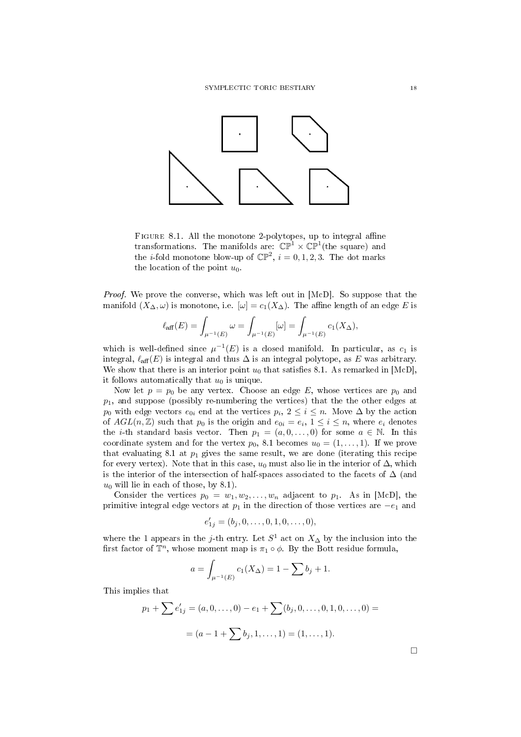FIGURE 8.1. All the monotone 2-polytopes, up to integral affine transformations. The manifolds are: $\mathbb{CP}^1 \times \mathbb{CP}^1$(the square) and the $i$-fold monotone blow-up of $\mathbb{CP}^2$, $i = 0, 1, 2, 3$. The dot marks the location of the point $u_0$.

*Proof.* We prove the converse, which was left out in [McD]. So suppose that the manifold $(X_\Delta, \omega)$ is monotone, i.e. $[\omega] = c_1(X_\Delta)$. The affine length of an edge $E$ is

$$\ell_{\text{aff}}(E) = \int_{\mu^{-1}(E)} \omega = \int_{\mu^{-1}(E)} [\omega] = \int_{\mu^{-1}(E)} c_1(X_\Delta),$$

which is well-defined since $\mu^{-1}(E)$ is a closed manifold. In particular, as $c_1$ is integral, $\ell_{\text{aff}}(E)$ is integral and thus $\Delta$ is an integral polytope, as $E$ was arbitrary. We show that there is an interior point $u_0$ that satisfies 8.1. As remarked in [McD], it follows automatically that $u_0$ is unique.

Now let $p = p_0$ be any vertex. Choose an edge $E$, whose vertices are $p_0$ and $p_1$, and suppose (possibly re-numbering the vertices) that the the other edges at $p_0$ with edge vectors $e_{0i}$ end at the vertices $p_i$, $2 \leq i \leq n$. Move $\Delta$ by the action of $AGL(n, \mathbb{Z})$ such that $p_0$ is the origin and $e_{0i} = e_i$, $1 \leq i \leq n$, where $e_i$ denotes the $i$-th standard basis vector. Then $p_1 = (a, 0, \ldots, 0)$ for some $a \in \mathbb{N}$. In this coordinate system and for the vertex $p_0$, 8.1 becomes $u_0 = (1, \ldots, 1)$. If we prove that evaluating 8.1 at $p_1$ gives the same result, we are done (iterating this recipe for every vertex). Note that in this case, $u_0$ must also lie in the interior of $\Delta$, which is the interior of the intersection of half-spaces associated to the facets of $\Delta$ (and $u_0$ will lie in each of those, by 8.1).

Consider the vertices $p_0 = w_1, w_2, \ldots, w_n$ adjacent to $p_1$. As in [McD], the primitive integral edge vectors at $p_1$ in the direction of those vertices are $-e_1$ and

$$e'_{1j} = (b_j, 0, \ldots, 0, 1, 0, \ldots, 0),$$

where the 1 appears in the $j$-th entry. Let $S^1$ act on $X_\Delta$ by the inclusion into the first factor of $\mathbb{T}^n$, whose moment map is $\pi_1 \circ \phi$. By the Bott residue formula,

$$a = \int_{\mu^{-1}(E)} c_1(X_\Delta) = 1 - \sum b_j + 1.$$

This implies that

$$p_1 + \sum e'_{1j} = (a, 0, \ldots, 0) - e_1 + \sum (b_j, 0, \ldots, 0, 1, 0, \ldots, 0) =$$

$$= (a - 1 + \sum b_j, 1, \ldots, 1) = (1, \ldots, 1).$$

$\square$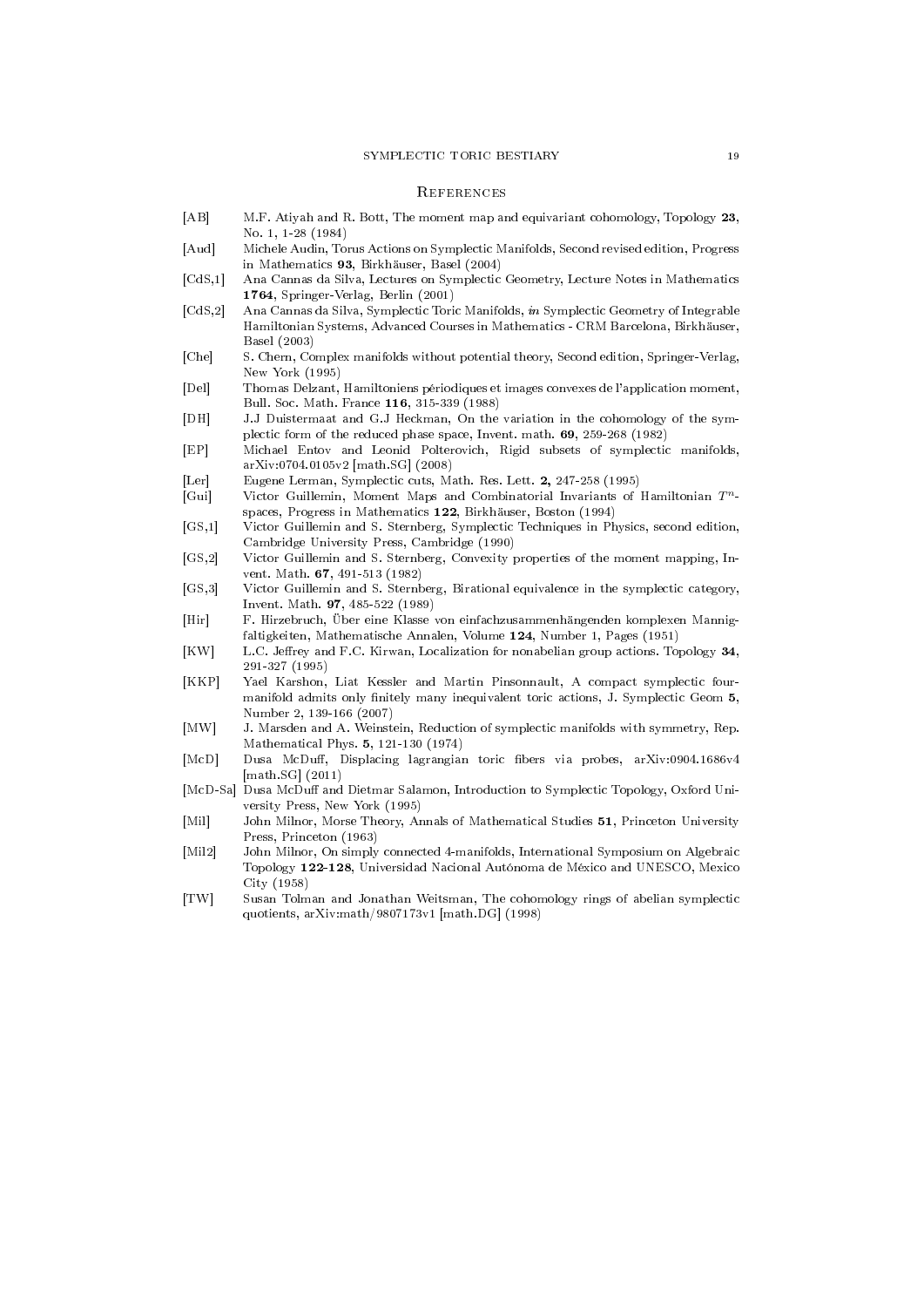## References

- [AB] M.F. Atiyah and R. Bott, The moment map and equivariant cohomology, Topology **23**, No. 1, 1-28 (1984)
- [Aud] Michele Audin, Torus Actions on Symplectic Manifolds, Second revised edition, Progress in Mathematics **93**, Birkhäuser, Basel (2004)
- [CdS,1] Ana Cannas da Silva, Lectures on Symplectic Geometry, Lecture Notes in Mathematics **1764**, Springer-Verlag, Berlin (2001)
- [CdS,2] Ana Cannas da Silva, Symplectic Toric Manifolds, *in* Symplectic Geometry of Integrable Hamiltonian Systems, Advanced Courses in Mathematics - CRM Barcelona, Birkhäuser, Basel (2003)
- [Che] S. Chern, Complex manifolds without potential theory, Second edition, Springer-Verlag, New York (1995)
- [Del] Thomas Delzant, Hamiltoniens périodiques et images convexes de l'application moment, Bull. Soc. Math. France **116**, 315-339 (1988)
- [DH] J.J Duistermaat and G.J Heckman, On the variation in the cohomology of the symplectic form of the reduced phase space, Invent. math. **69**, 259-268 (1982)
- [EP] Michael Entov and Leonid Polterovich, Rigid subsets of symplectic manifolds, arXiv:0704.0105v2 [math.SG] (2008)
- [Ler] Eugene Lerman, Symplectic cuts, Math. Res. Lett. **2,** 247-258 (1995)
- [Gui] Victor Guillemin, Moment Maps and Combinatorial Invariants of Hamiltonian $T^n$-spaces, Progress in Mathematics **122**, Birkhäuser, Boston (1994)
- [GS,1] Victor Guillemin and S. Sternberg, Symplectic Techniques in Physics, second edition, Cambridge University Press, Cambridge (1990)
- [GS,2] Victor Guillemin and S. Sternberg, Convexity properties of the moment mapping, Invent. Math. **67**, 491-513 (1982)
- [GS,3] Victor Guillemin and S. Sternberg, Birational equivalence in the symplectic category, Invent. Math. **97**, 485-522 (1989)
- [Hir] F. Hirzebruch, Über eine Klasse von einfachzusammenhängenden komplexen Mannigfaltigkeiten, Mathematische Annalen, Volume **124**, Number 1, Pages (1951)
- [KW] L.C. Jeffrey and F.C. Kirwan, Localization for nonabelian group actions. Topology **34**, 291-327 (1995)
- [KKP] Yael Karshon, Liat Kessler and Martin Pinsonnault, A compact symplectic four-manifold admits only finitely many inequivalent toric actions, J. Symplectic Geom **5**, Number 2, 139-166 (2007)
- [MW] J. Marsden and A. Weinstein, Reduction of symplectic manifolds with symmetry, Rep. Mathematical Phys. **5**, 121-130 (1974)
- [McD] Dusa McDuff, Displacing lagrangian toric fibers via probes, arXiv:0904.1686v4 [math.SG] (2011)
- [McD-Sa] Dusa McDuff and Dietmar Salamon, Introduction to Symplectic Topology, Oxford University Press, New York (1995)
- [Mil] John Milnor, Morse Theory, Annals of Mathematical Studies **51**, Princeton University Press, Princeton (1963)
- [Mil2] John Milnor, On simply connected 4-manifolds, International Symposium on Algebraic Topology **122-128**, Universidad Nacional Autónoma de México and UNESCO, Mexico City (1958)
- [TW] Susan Tolman and Jonathan Weitsman, The cohomology rings of abelian symplectic quotients, arXiv:math/9807173v1 [math.DG] (1998)